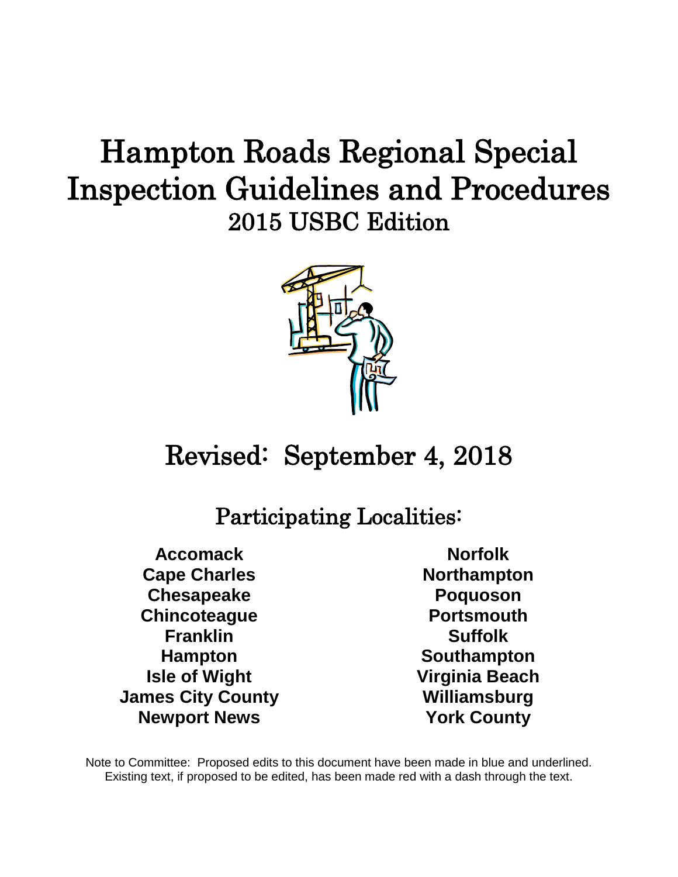# Hampton Roads Regional Special Inspection Guidelines and Procedures

## 2015 USBC Edition

## Revised: September 4, 2018

## Participating Localities:

**Accomack**
**Cape Charles**
**Chesapeake**
**Chincoteague**
**Franklin**
**Hampton**
**Isle of Wight**
**James City County**
**Newport News**
**Norfolk**
**Northampton**
**Poquoson**
**Portsmouth**
**Suffolk**
**Southampton**
**Virginia Beach**
**Williamsburg**
**York County**

Note to Committee: Proposed edits to this document have been made in blue and underlined. Existing text, if proposed to be edited, has been made red with a dash through the text.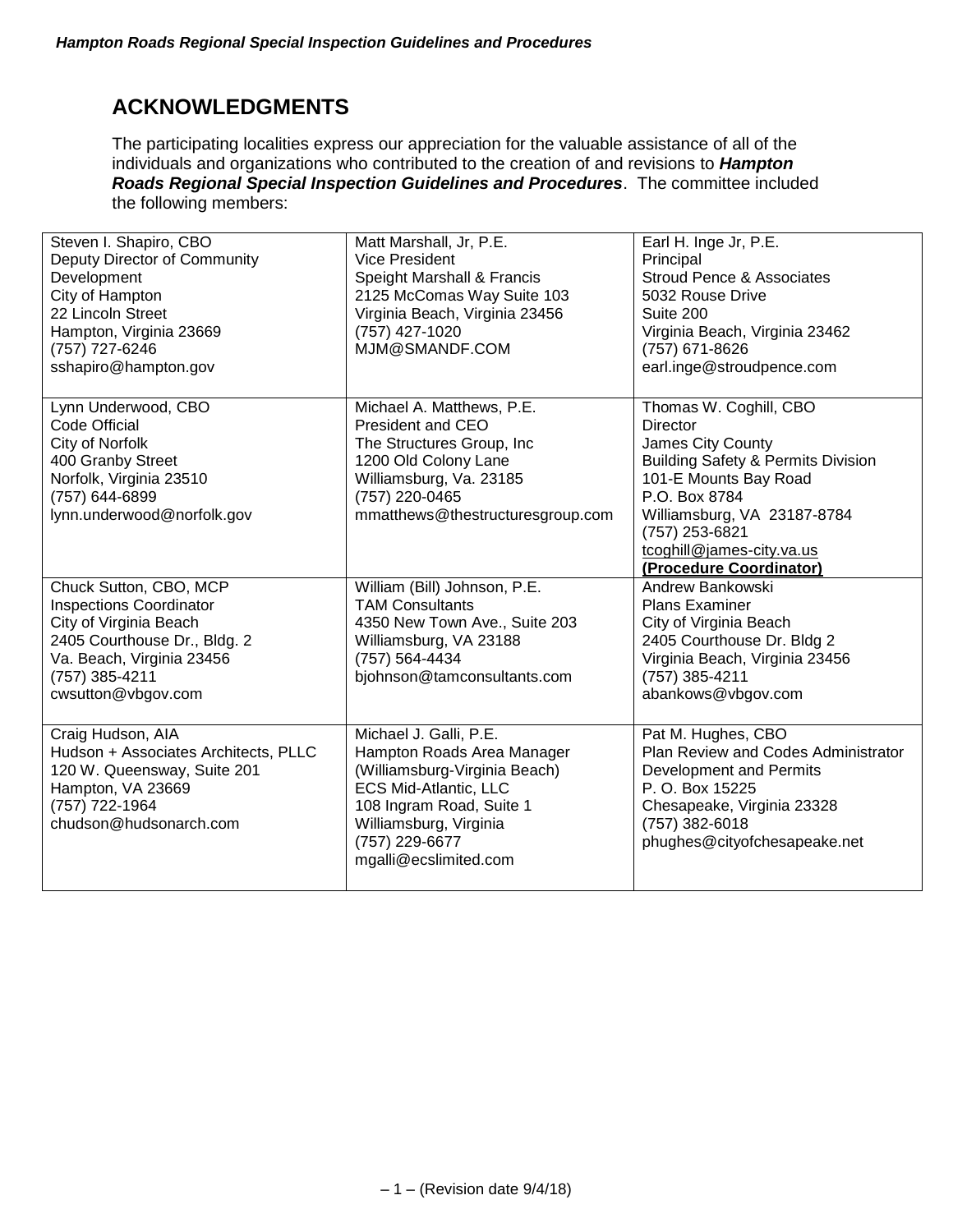## ACKNOWLEDGMENTS

The participating localities express our appreciation for the valuable assistance of all of the individuals and organizations who contributed to the creation of and revisions to ***Hampton Roads Regional Special Inspection Guidelines and Procedures***. The committee included the following members:

| | | |
|---|---|---|
| Steven I. Shapiro, CBO<br>Deputy Director of Community Development<br>City of Hampton<br>22 Lincoln Street<br>Hampton, Virginia 23669<br>(757) 727-6246<br>sshapiro@hampton.gov | Matt Marshall, Jr, P.E.<br>Vice President<br>Speight Marshall & Francis<br>2125 McComas Way Suite 103<br>Virginia Beach, Virginia 23456<br>(757) 427-1020<br>MJM@SMANDF.COM | Earl H. Inge Jr, P.E.<br>Principal<br>Stroud Pence & Associates<br>5032 Rouse Drive<br>Suite 200<br>Virginia Beach, Virginia 23462<br>(757) 671-8626<br>earl.inge@stroudpence.com |
| Lynn Underwood, CBO<br>Code Official<br>City of Norfolk<br>400 Granby Street<br>Norfolk, Virginia 23510<br>(757) 644-6899<br>lynn.underwood@norfolk.gov | Michael A. Matthews, P.E.<br>President and CEO<br>The Structures Group, Inc<br>1200 Old Colony Lane<br>Williamsburg, Va. 23185<br>(757) 220-0465<br>mmatthews@thestructuresgroup.com | Thomas W. Coghill, CBO<br>Director<br>James City County<br>Building Safety & Permits Division<br>101-E Mounts Bay Road<br>P.O. Box 8784<br>Williamsburg, VA 23187-8784<br>(757) 253-6821<br>tcoghill@james-city.va.us<br>**(Procedure Coordinator)** |
| Chuck Sutton, CBO, MCP<br>Inspections Coordinator<br>City of Virginia Beach<br>2405 Courthouse Dr., Bldg. 2<br>Va. Beach, Virginia 23456<br>(757) 385-4211<br>cwsutton@vbgov.com | William (Bill) Johnson, P.E.<br>TAM Consultants<br>4350 New Town Ave., Suite 203<br>Williamsburg, VA 23188<br>(757) 564-4434<br>bjohnson@tamconsultants.com | Andrew Bankowski<br>Plans Examiner<br>City of Virginia Beach<br>2405 Courthouse Dr. Bldg 2<br>Virginia Beach, Virginia 23456<br>(757) 385-4211<br>abankows@vbgov.com |
| Craig Hudson, AIA<br>Hudson + Associates Architects, PLLC<br>120 W. Queensway, Suite 201<br>Hampton, VA 23669<br>(757) 722-1964<br>chudson@hudsonarch.com | Michael J. Galli, P.E.<br>Hampton Roads Area Manager<br>(Williamsburg-Virginia Beach)<br>ECS Mid-Atlantic, LLC<br>108 Ingram Road, Suite 1<br>Williamsburg, Virginia<br>(757) 229-6677<br>mgalli@ecslimited.com | Pat M. Hughes, CBO<br>Plan Review and Codes Administrator<br>Development and Permits<br>P. O. Box 15225<br>Chesapeake, Virginia 23328<br>(757) 382-6018<br>phughes@cityofchesapeake.net |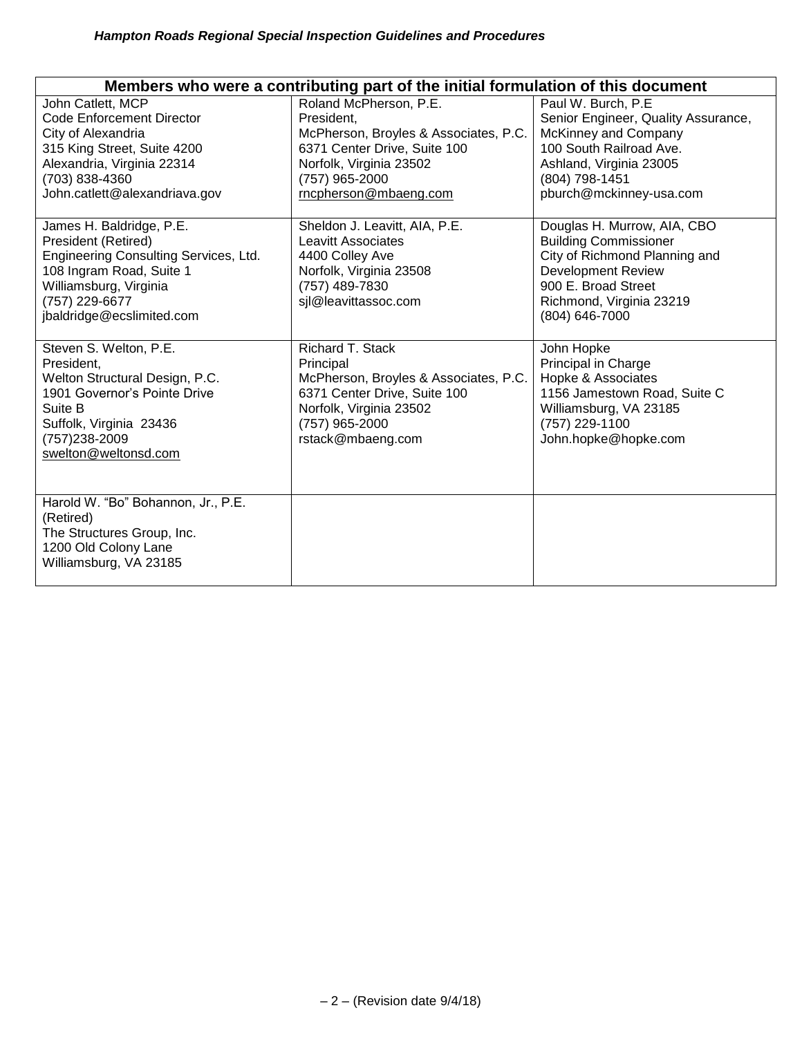| Members who were a contributing part of the initial formulation of this document | | |
|---|---|---|
| John Catlett, MCP<br>Code Enforcement Director<br>City of Alexandria<br>315 King Street, Suite 4200<br>Alexandria, Virginia 22314<br>(703) 838-4360<br>John.catlett@alexandriava.gov | Roland McPherson, P.E.<br>President,<br>McPherson, Broyles & Associates, P.C.<br>6371 Center Drive, Suite 100<br>Norfolk, Virginia 23502<br>(757) 965-2000<br>rncpherson@mbaeng.com | Paul W. Burch, P.E<br>Senior Engineer, Quality Assurance,<br>McKinney and Company<br>100 South Railroad Ave.<br>Ashland, Virginia 23005<br>(804) 798-1451<br>pburch@mckinney-usa.com |
| James H. Baldridge, P.E.<br>President (Retired)<br>Engineering Consulting Services, Ltd.<br>108 Ingram Road, Suite 1<br>Williamsburg, Virginia<br>(757) 229-6677<br>jbaldridge@ecslimited.com | Sheldon J. Leavitt, AIA, P.E.<br>Leavitt Associates<br>4400 Colley Ave<br>Norfolk, Virginia 23508<br>(757) 489-7830<br>sjl@leavittassoc.com | Douglas H. Murrow, AIA, CBO<br>Building Commissioner<br>City of Richmond Planning and Development Review<br>900 E. Broad Street<br>Richmond, Virginia 23219<br>(804) 646-7000 |
| Steven S. Welton, P.E.<br>President,<br>Welton Structural Design, P.C.<br>1901 Governor's Pointe Drive<br>Suite B<br>Suffolk, Virginia 23436<br>(757)238-2009<br>swelton@weltonsd.com | Richard T. Stack<br>Principal<br>McPherson, Broyles & Associates, P.C.<br>6371 Center Drive, Suite 100<br>Norfolk, Virginia 23502<br>(757) 965-2000<br>rstack@mbaeng.com | John Hopke<br>Principal in Charge<br>Hopke & Associates<br>1156 Jamestown Road, Suite C<br>Williamsburg, VA 23185<br>(757) 229-1100<br>John.hopke@hopke.com |
| Harold W. "Bo" Bohannon, Jr., P.E.<br>(Retired)<br>The Structures Group, Inc.<br>1200 Old Colony Lane<br>Williamsburg, VA 23185 | | |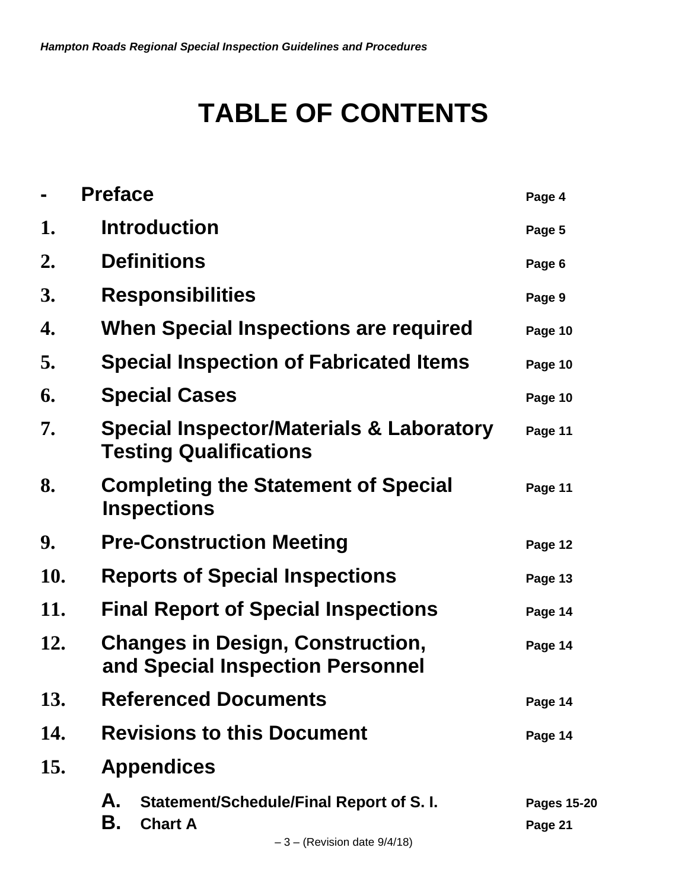# TABLE OF CONTENTS

| | | |
|---|---|---|
| - | **Preface** | Page 4 |
| 1. | **Introduction** | Page 5 |
| 2. | **Definitions** | Page 6 |
| 3. | **Responsibilities** | Page 9 |
| 4. | **When Special Inspections are required** | Page 10 |
| 5. | **Special Inspection of Fabricated Items** | Page 10 |
| 6. | **Special Cases** | Page 10 |
| 7. | **Special Inspector/Materials & Laboratory Testing Qualifications** | Page 11 |
| 8. | **Completing the Statement of Special Inspections** | Page 11 |
| 9. | **Pre-Construction Meeting** | Page 12 |
| 10. | **Reports of Special Inspections** | Page 13 |
| 11. | **Final Report of Special Inspections** | Page 14 |
| 12. | **Changes in Design, Construction, and Special Inspection Personnel** | Page 14 |
| 13. | **Referenced Documents** | Page 14 |
| 14. | **Revisions to this Document** | Page 14 |
| 15. | **Appendices** | |
| | **A. Statement/Schedule/Final Report of S. I.** | Pages 15-20 |
| | **B. Chart A** | Page 21 |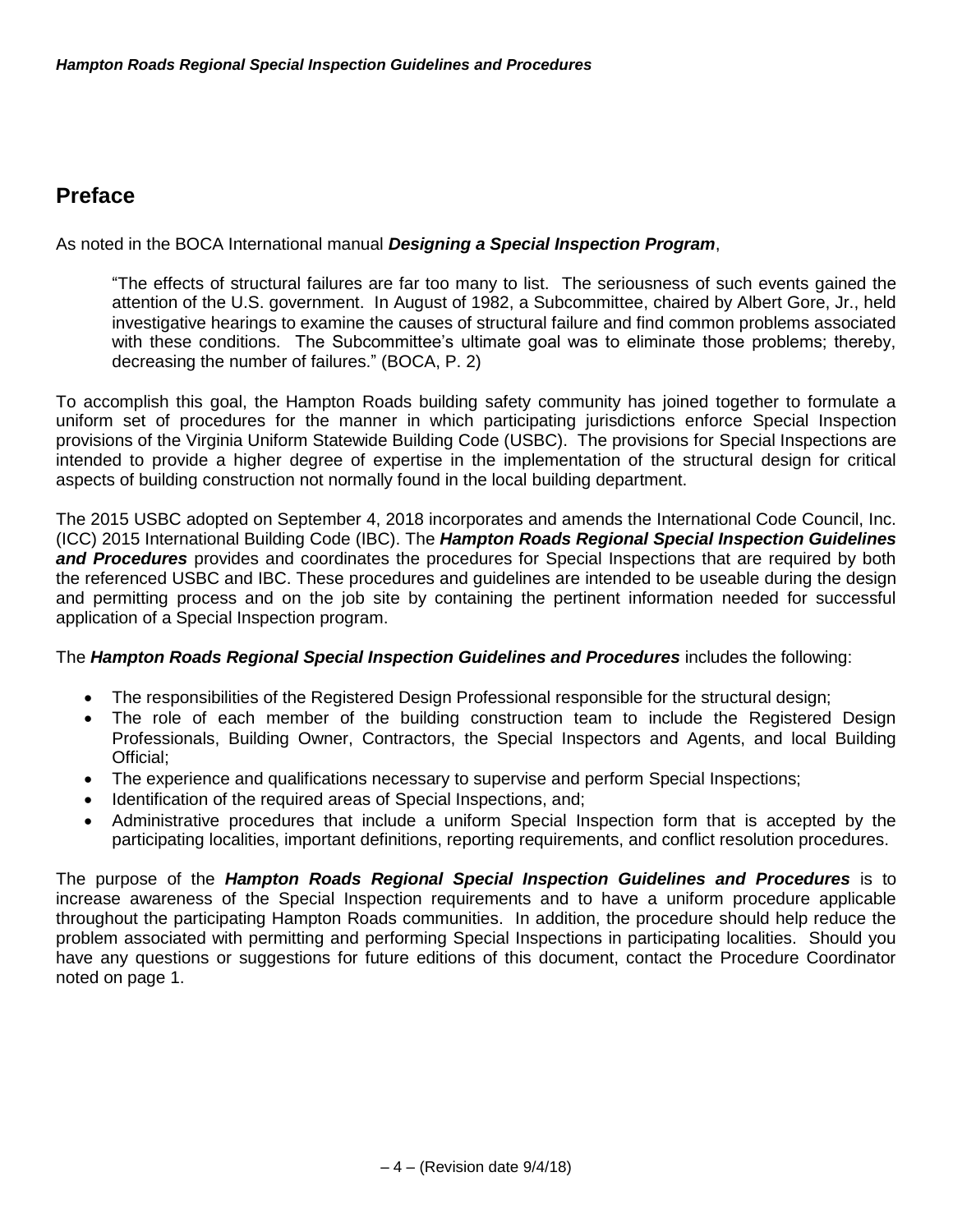## Preface

As noted in the BOCA International manual ***Designing a Special Inspection Program***,

> "The effects of structural failures are far too many to list. The seriousness of such events gained the attention of the U.S. government. In August of 1982, a Subcommittee, chaired by Albert Gore, Jr., held investigative hearings to examine the causes of structural failure and find common problems associated with these conditions. The Subcommittee's ultimate goal was to eliminate those problems; thereby, decreasing the number of failures." (BOCA, P. 2)

To accomplish this goal, the Hampton Roads building safety community has joined together to formulate a uniform set of procedures for the manner in which participating jurisdictions enforce Special Inspection provisions of the Virginia Uniform Statewide Building Code (USBC). The provisions for Special Inspections are intended to provide a higher degree of expertise in the implementation of the structural design for critical aspects of building construction not normally found in the local building department.

The 2015 USBC adopted on September 4, 2018 incorporates and amends the International Code Council, Inc. (ICC) 2015 International Building Code (IBC). The ***Hampton Roads Regional Special Inspection Guidelines and Procedures*** provides and coordinates the procedures for Special Inspections that are required by both the referenced USBC and IBC. These procedures and guidelines are intended to be useable during the design and permitting process and on the job site by containing the pertinent information needed for successful application of a Special Inspection program.

The ***Hampton Roads Regional Special Inspection Guidelines and Procedures*** includes the following:

- The responsibilities of the Registered Design Professional responsible for the structural design;
- The role of each member of the building construction team to include the Registered Design Professionals, Building Owner, Contractors, the Special Inspectors and Agents, and local Building Official;
- The experience and qualifications necessary to supervise and perform Special Inspections;
- Identification of the required areas of Special Inspections, and;
- Administrative procedures that include a uniform Special Inspection form that is accepted by the participating localities, important definitions, reporting requirements, and conflict resolution procedures.

The purpose of the ***Hampton Roads Regional Special Inspection Guidelines and Procedures*** is to increase awareness of the Special Inspection requirements and to have a uniform procedure applicable throughout the participating Hampton Roads communities. In addition, the procedure should help reduce the problem associated with permitting and performing Special Inspections in participating localities. Should you have any questions or suggestions for future editions of this document, contact the Procedure Coordinator noted on page 1.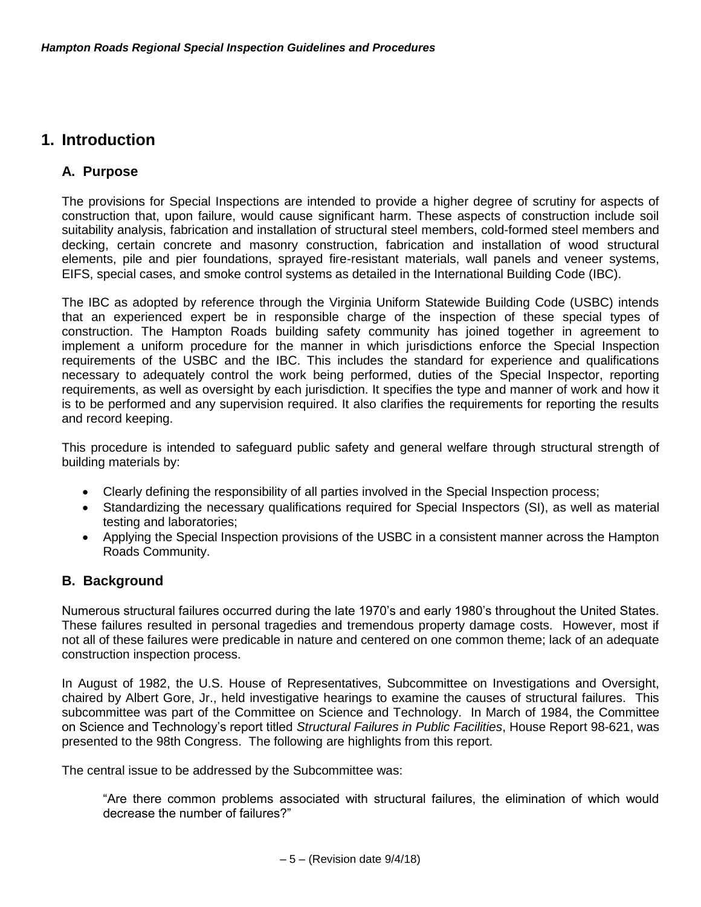# 1. Introduction

## A. Purpose

The provisions for Special Inspections are intended to provide a higher degree of scrutiny for aspects of construction that, upon failure, would cause significant harm. These aspects of construction include soil suitability analysis, fabrication and installation of structural steel members, cold-formed steel members and decking, certain concrete and masonry construction, fabrication and installation of wood structural elements, pile and pier foundations, sprayed fire-resistant materials, wall panels and veneer systems, EIFS, special cases, and smoke control systems as detailed in the International Building Code (IBC).

The IBC as adopted by reference through the Virginia Uniform Statewide Building Code (USBC) intends that an experienced expert be in responsible charge of the inspection of these special types of construction. The Hampton Roads building safety community has joined together in agreement to implement a uniform procedure for the manner in which jurisdictions enforce the Special Inspection requirements of the USBC and the IBC. This includes the standard for experience and qualifications necessary to adequately control the work being performed, duties of the Special Inspector, reporting requirements, as well as oversight by each jurisdiction. It specifies the type and manner of work and how it is to be performed and any supervision required. It also clarifies the requirements for reporting the results and record keeping.

This procedure is intended to safeguard public safety and general welfare through structural strength of building materials by:

- Clearly defining the responsibility of all parties involved in the Special Inspection process;
- Standardizing the necessary qualifications required for Special Inspectors (SI), as well as material testing and laboratories;
- Applying the Special Inspection provisions of the USBC in a consistent manner across the Hampton Roads Community.

## B. Background

Numerous structural failures occurred during the late 1970's and early 1980's throughout the United States. These failures resulted in personal tragedies and tremendous property damage costs. However, most if not all of these failures were predicable in nature and centered on one common theme; lack of an adequate construction inspection process.

In August of 1982, the U.S. House of Representatives, Subcommittee on Investigations and Oversight, chaired by Albert Gore, Jr., held investigative hearings to examine the causes of structural failures. This subcommittee was part of the Committee on Science and Technology. In March of 1984, the Committee on Science and Technology's report titled *Structural Failures in Public Facilities*, House Report 98-621, was presented to the 98th Congress. The following are highlights from this report.

The central issue to be addressed by the Subcommittee was:

> "Are there common problems associated with structural failures, the elimination of which would decrease the number of failures?"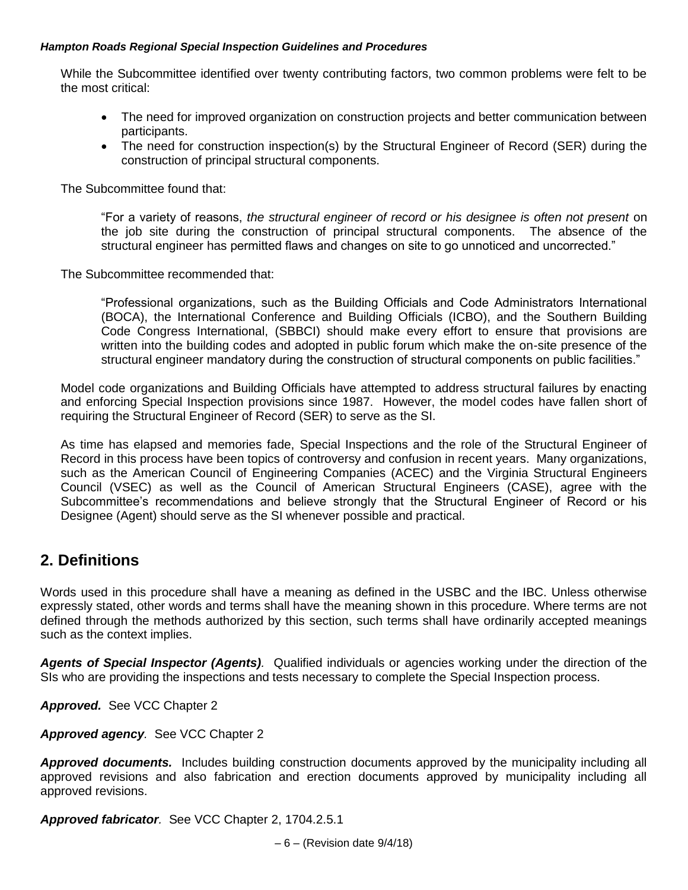While the Subcommittee identified over twenty contributing factors, two common problems were felt to be the most critical:

- The need for improved organization on construction projects and better communication between participants.
- The need for construction inspection(s) by the Structural Engineer of Record (SER) during the construction of principal structural components.

The Subcommittee found that:

> "For a variety of reasons, *the structural engineer of record or his designee is often not present* on the job site during the construction of principal structural components. The absence of the structural engineer has permitted flaws and changes on site to go unnoticed and uncorrected."

The Subcommittee recommended that:

> "Professional organizations, such as the Building Officials and Code Administrators International (BOCA), the International Conference and Building Officials (ICBO), and the Southern Building Code Congress International, (SBBCI) should make every effort to ensure that provisions are written into the building codes and adopted in public forum which make the on-site presence of the structural engineer mandatory during the construction of structural components on public facilities."

Model code organizations and Building Officials have attempted to address structural failures by enacting and enforcing Special Inspection provisions since 1987. However, the model codes have fallen short of requiring the Structural Engineer of Record (SER) to serve as the SI.

As time has elapsed and memories fade, Special Inspections and the role of the Structural Engineer of Record in this process have been topics of controversy and confusion in recent years. Many organizations, such as the American Council of Engineering Companies (ACEC) and the Virginia Structural Engineers Council (VSEC) as well as the Council of American Structural Engineers (CASE), agree with the Subcommittee's recommendations and believe strongly that the Structural Engineer of Record or his Designee (Agent) should serve as the SI whenever possible and practical.

## 2. Definitions

Words used in this procedure shall have a meaning as defined in the USBC and the IBC. Unless otherwise expressly stated, other words and terms shall have the meaning shown in this procedure. Where terms are not defined through the methods authorized by this section, such terms shall have ordinarily accepted meanings such as the context implies.

***Agents of Special Inspector (Agents)****.* Qualified individuals or agencies working under the direction of the SIs who are providing the inspections and tests necessary to complete the Special Inspection process.

***Approved.*** See VCC Chapter 2

***Approved agency****.* See VCC Chapter 2

***Approved documents.*** Includes building construction documents approved by the municipality including all approved revisions and also fabrication and erection documents approved by municipality including all approved revisions.

***Approved fabricator****.* See VCC Chapter 2, 1704.2.5.1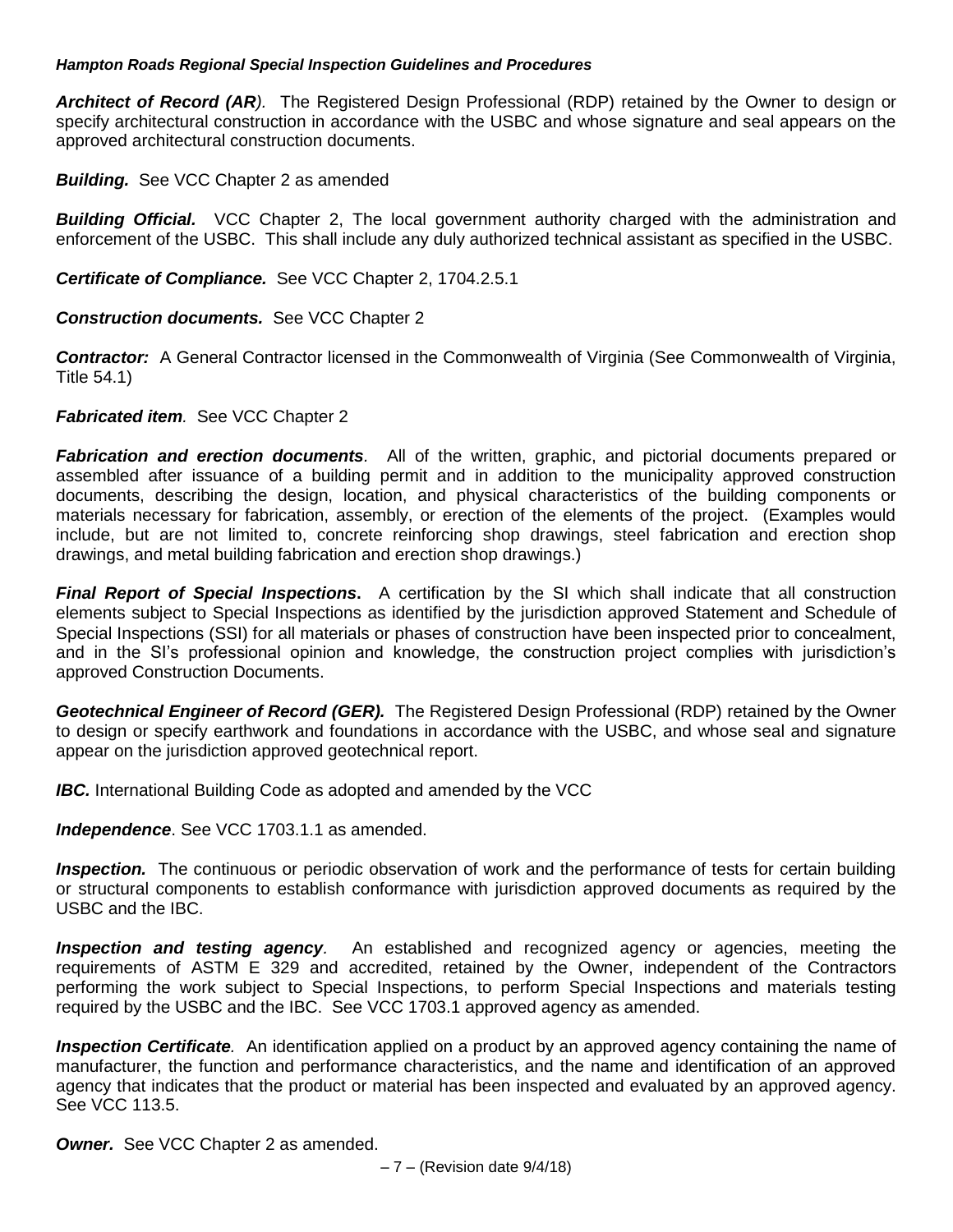***Architect of Record (AR)**.* The Registered Design Professional (RDP) retained by the Owner to design or specify architectural construction in accordance with the USBC and whose signature and seal appears on the approved architectural construction documents.

***Building.*** See VCC Chapter 2 as amended

***Building Official.*** VCC Chapter 2, The local government authority charged with the administration and enforcement of the USBC. This shall include any duly authorized technical assistant as specified in the USBC.

***Certificate of Compliance.*** See VCC Chapter 2, 1704.2.5.1

***Construction documents.*** See VCC Chapter 2

***Contractor:*** A General Contractor licensed in the Commonwealth of Virginia (See Commonwealth of Virginia, Title 54.1)

***Fabricated item**.* See VCC Chapter 2

***Fabrication and erection documents**.* All of the written, graphic, and pictorial documents prepared or assembled after issuance of a building permit and in addition to the municipality approved construction documents, describing the design, location, and physical characteristics of the building components or materials necessary for fabrication, assembly, or erection of the elements of the project. (Examples would include, but are not limited to, concrete reinforcing shop drawings, steel fabrication and erection shop drawings, and metal building fabrication and erection shop drawings.)

***Final Report of Special Inspections*.** A certification by the SI which shall indicate that all construction elements subject to Special Inspections as identified by the jurisdiction approved Statement and Schedule of Special Inspections (SSI) for all materials or phases of construction have been inspected prior to concealment, and in the SI's professional opinion and knowledge, the construction project complies with jurisdiction's approved Construction Documents.

***Geotechnical Engineer of Record (GER).*** The Registered Design Professional (RDP) retained by the Owner to design or specify earthwork and foundations in accordance with the USBC, and whose seal and signature appear on the jurisdiction approved geotechnical report.

***IBC.*** International Building Code as adopted and amended by the VCC

***Independence***. See VCC 1703.1.1 as amended.

***Inspection.*** The continuous or periodic observation of work and the performance of tests for certain building or structural components to establish conformance with jurisdiction approved documents as required by the USBC and the IBC.

***Inspection and testing agency**.* An established and recognized agency or agencies, meeting the requirements of ASTM E 329 and accredited, retained by the Owner, independent of the Contractors performing the work subject to Special Inspections, to perform Special Inspections and materials testing required by the USBC and the IBC. See VCC 1703.1 approved agency as amended.

***Inspection Certificate**.* An identification applied on a product by an approved agency containing the name of manufacturer, the function and performance characteristics, and the name and identification of an approved agency that indicates that the product or material has been inspected and evaluated by an approved agency. See VCC 113.5.

***Owner.*** See VCC Chapter 2 as amended.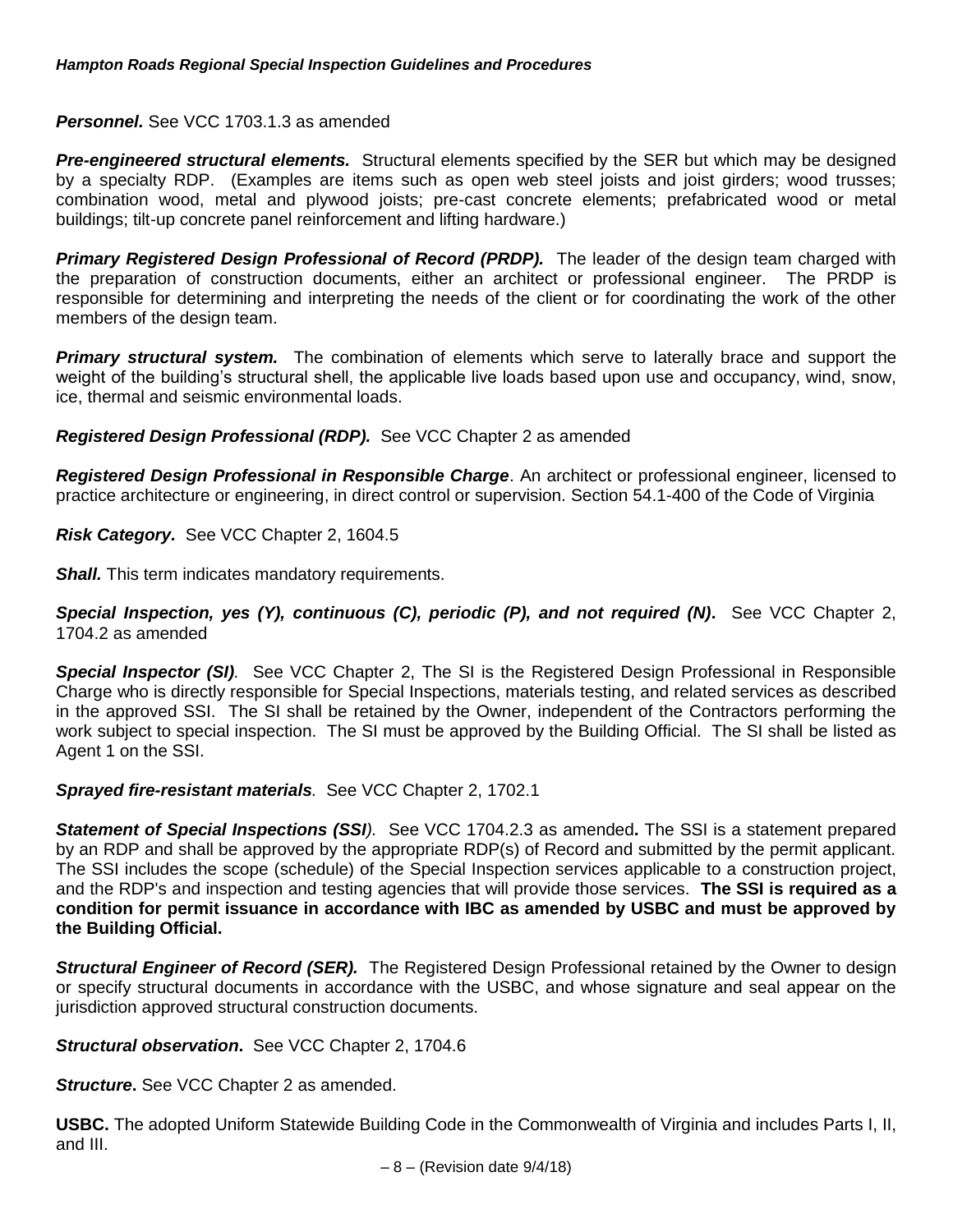***Personnel.*** See VCC 1703.1.3 as amended

***Pre-engineered structural elements.*** Structural elements specified by the SER but which may be designed by a specialty RDP. (Examples are items such as open web steel joists and joist girders; wood trusses; combination wood, metal and plywood joists; pre-cast concrete elements; prefabricated wood or metal buildings; tilt-up concrete panel reinforcement and lifting hardware.)

***Primary Registered Design Professional of Record (PRDP).*** The leader of the design team charged with the preparation of construction documents, either an architect or professional engineer. The PRDP is responsible for determining and interpreting the needs of the client or for coordinating the work of the other members of the design team.

***Primary structural system.*** The combination of elements which serve to laterally brace and support the weight of the building's structural shell, the applicable live loads based upon use and occupancy, wind, snow, ice, thermal and seismic environmental loads.

***Registered Design Professional (RDP).*** See VCC Chapter 2 as amended

***Registered Design Professional in Responsible Charge***. An architect or professional engineer, licensed to practice architecture or engineering, in direct control or supervision. Section 54.1-400 of the Code of Virginia

***Risk Category.*** See VCC Chapter 2, 1604.5

***Shall.*** This term indicates mandatory requirements.

***Special Inspection, yes (Y), continuous (C), periodic (P), and not required (N)***. See VCC Chapter 2, 1704.2 as amended

***Special Inspector (SI)**.* See VCC Chapter 2, The SI is the Registered Design Professional in Responsible Charge who is directly responsible for Special Inspections, materials testing, and related services as described in the approved SSI. The SI shall be retained by the Owner, independent of the Contractors performing the work subject to special inspection. The SI must be approved by the Building Official. The SI shall be listed as Agent 1 on the SSI.

***Sprayed fire-resistant materials**.* See VCC Chapter 2, 1702.1

***Statement of Special Inspections (SSI**).* See VCC 1704.2.3 as amended**.** The SSI is a statement prepared by an RDP and shall be approved by the appropriate RDP(s) of Record and submitted by the permit applicant. The SSI includes the scope (schedule) of the Special Inspection services applicable to a construction project, and the RDP's and inspection and testing agencies that will provide those services. **The SSI is required as a condition for permit issuance in accordance with IBC as amended by USBC and must be approved by the Building Official.**

***Structural Engineer of Record (SER).*** The Registered Design Professional retained by the Owner to design or specify structural documents in accordance with the USBC, and whose signature and seal appear on the jurisdiction approved structural construction documents.

***Structural observation***. See VCC Chapter 2, 1704.6

***Structure***. See VCC Chapter 2 as amended.

**USBC.** The adopted Uniform Statewide Building Code in the Commonwealth of Virginia and includes Parts I, II, and III.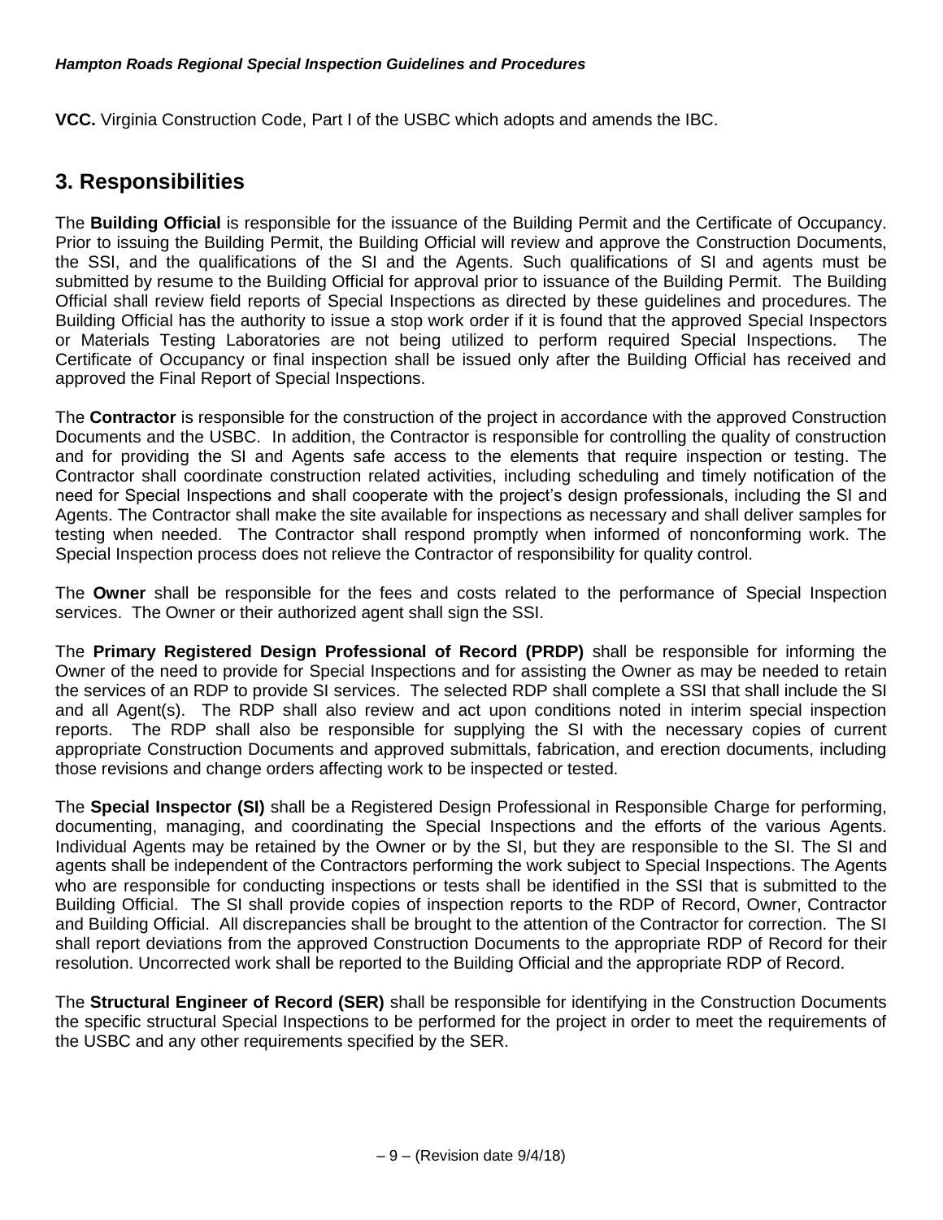**VCC.** Virginia Construction Code, Part I of the USBC which adopts and amends the IBC.

## 3. Responsibilities

The **Building Official** is responsible for the issuance of the Building Permit and the Certificate of Occupancy. Prior to issuing the Building Permit, the Building Official will review and approve the Construction Documents, the SSI, and the qualifications of the SI and the Agents. Such qualifications of SI and agents must be submitted by resume to the Building Official for approval prior to issuance of the Building Permit. The Building Official shall review field reports of Special Inspections as directed by these guidelines and procedures. The Building Official has the authority to issue a stop work order if it is found that the approved Special Inspectors or Materials Testing Laboratories are not being utilized to perform required Special Inspections. The Certificate of Occupancy or final inspection shall be issued only after the Building Official has received and approved the Final Report of Special Inspections.

The **Contractor** is responsible for the construction of the project in accordance with the approved Construction Documents and the USBC. In addition, the Contractor is responsible for controlling the quality of construction and for providing the SI and Agents safe access to the elements that require inspection or testing. The Contractor shall coordinate construction related activities, including scheduling and timely notification of the need for Special Inspections and shall cooperate with the project's design professionals, including the SI and Agents. The Contractor shall make the site available for inspections as necessary and shall deliver samples for testing when needed. The Contractor shall respond promptly when informed of nonconforming work. The Special Inspection process does not relieve the Contractor of responsibility for quality control.

The **Owner** shall be responsible for the fees and costs related to the performance of Special Inspection services. The Owner or their authorized agent shall sign the SSI.

The **Primary Registered Design Professional of Record (PRDP)** shall be responsible for informing the Owner of the need to provide for Special Inspections and for assisting the Owner as may be needed to retain the services of an RDP to provide SI services. The selected RDP shall complete a SSI that shall include the SI and all Agent(s). The RDP shall also review and act upon conditions noted in interim special inspection reports. The RDP shall also be responsible for supplying the SI with the necessary copies of current appropriate Construction Documents and approved submittals, fabrication, and erection documents, including those revisions and change orders affecting work to be inspected or tested.

The **Special Inspector (SI)** shall be a Registered Design Professional in Responsible Charge for performing, documenting, managing, and coordinating the Special Inspections and the efforts of the various Agents. Individual Agents may be retained by the Owner or by the SI, but they are responsible to the SI. The SI and agents shall be independent of the Contractors performing the work subject to Special Inspections. The Agents who are responsible for conducting inspections or tests shall be identified in the SSI that is submitted to the Building Official. The SI shall provide copies of inspection reports to the RDP of Record, Owner, Contractor and Building Official. All discrepancies shall be brought to the attention of the Contractor for correction. The SI shall report deviations from the approved Construction Documents to the appropriate RDP of Record for their resolution. Uncorrected work shall be reported to the Building Official and the appropriate RDP of Record.

The **Structural Engineer of Record (SER)** shall be responsible for identifying in the Construction Documents the specific structural Special Inspections to be performed for the project in order to meet the requirements of the USBC and any other requirements specified by the SER.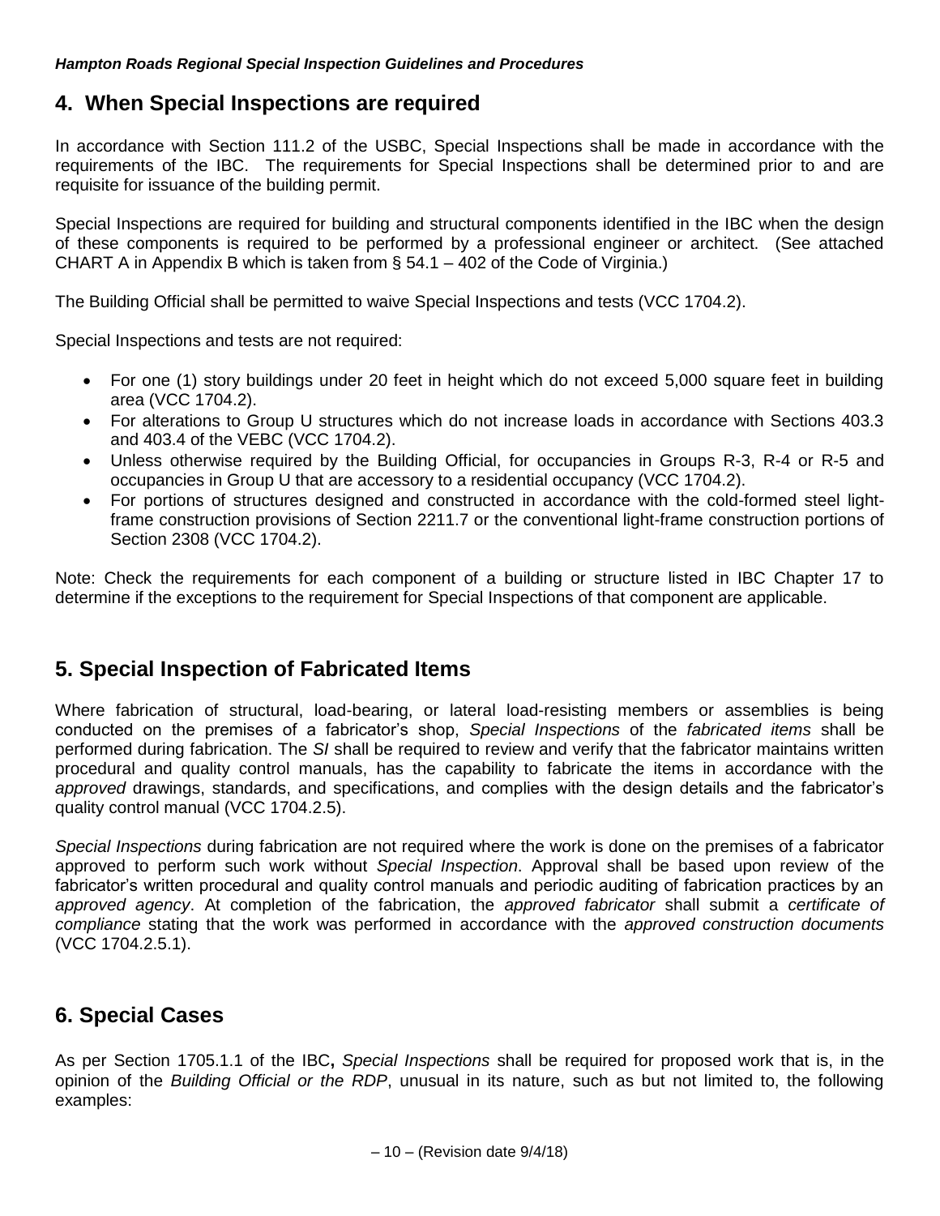## 4. When Special Inspections are required

In accordance with Section 111.2 of the USBC, Special Inspections shall be made in accordance with the requirements of the IBC. The requirements for Special Inspections shall be determined prior to and are requisite for issuance of the building permit.

Special Inspections are required for building and structural components identified in the IBC when the design of these components is required to be performed by a professional engineer or architect. (See attached CHART A in Appendix B which is taken from § 54.1 – 402 of the Code of Virginia.)

The Building Official shall be permitted to waive Special Inspections and tests (VCC 1704.2).

Special Inspections and tests are not required:

- For one (1) story buildings under 20 feet in height which do not exceed 5,000 square feet in building area (VCC 1704.2).
- For alterations to Group U structures which do not increase loads in accordance with Sections 403.3 and 403.4 of the VEBC (VCC 1704.2).
- Unless otherwise required by the Building Official, for occupancies in Groups R-3, R-4 or R-5 and occupancies in Group U that are accessory to a residential occupancy (VCC 1704.2).
- For portions of structures designed and constructed in accordance with the cold-formed steel light-frame construction provisions of Section 2211.7 or the conventional light-frame construction portions of Section 2308 (VCC 1704.2).

Note: Check the requirements for each component of a building or structure listed in IBC Chapter 17 to determine if the exceptions to the requirement for Special Inspections of that component are applicable.

## 5. Special Inspection of Fabricated Items

Where fabrication of structural, load-bearing, or lateral load-resisting members or assemblies is being conducted on the premises of a fabricator's shop, *Special Inspections* of the *fabricated items* shall be performed during fabrication. The *SI* shall be required to review and verify that the fabricator maintains written procedural and quality control manuals, has the capability to fabricate the items in accordance with the *approved* drawings, standards, and specifications, and complies with the design details and the fabricator's quality control manual (VCC 1704.2.5).

*Special Inspections* during fabrication are not required where the work is done on the premises of a fabricator approved to perform such work without *Special Inspection*. Approval shall be based upon review of the fabricator's written procedural and quality control manuals and periodic auditing of fabrication practices by an *approved agency*. At completion of the fabrication, the *approved fabricator* shall submit a *certificate of compliance* stating that the work was performed in accordance with the *approved construction documents* (VCC 1704.2.5.1).

## 6. Special Cases

As per Section 1705.1.1 of the IBC**,** *Special Inspections* shall be required for proposed work that is, in the opinion of the *Building Official or the RDP*, unusual in its nature, such as but not limited to, the following examples: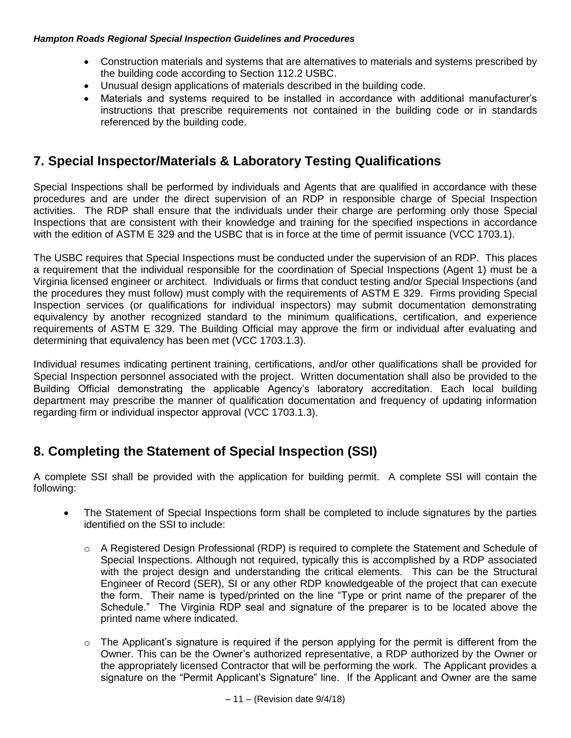- Construction materials and systems that are alternatives to materials and systems prescribed by the building code according to Section 112.2 USBC.
- Unusual design applications of materials described in the building code.
- Materials and systems required to be installed in accordance with additional manufacturer's instructions that prescribe requirements not contained in the building code or in standards referenced by the building code.

## 7. Special Inspector/Materials & Laboratory Testing Qualifications

Special Inspections shall be performed by individuals and Agents that are qualified in accordance with these procedures and are under the direct supervision of an RDP in responsible charge of Special Inspection activities. The RDP shall ensure that the individuals under their charge are performing only those Special Inspections that are consistent with their knowledge and training for the specified inspections in accordance with the edition of ASTM E 329 and the USBC that is in force at the time of permit issuance (VCC 1703.1).

The USBC requires that Special Inspections must be conducted under the supervision of an RDP. This places a requirement that the individual responsible for the coordination of Special Inspections (Agent 1) must be a Virginia licensed engineer or architect. Individuals or firms that conduct testing and/or Special Inspections (and the procedures they must follow) must comply with the requirements of ASTM E 329. Firms providing Special Inspection services (or qualifications for individual inspectors) may submit documentation demonstrating equivalency by another recognized standard to the minimum qualifications, certification, and experience requirements of ASTM E 329. The Building Official may approve the firm or individual after evaluating and determining that equivalency has been met (VCC 1703.1.3).

Individual resumes indicating pertinent training, certifications, and/or other qualifications shall be provided for Special Inspection personnel associated with the project. Written documentation shall also be provided to the Building Official demonstrating the applicable Agency's laboratory accreditation. Each local building department may prescribe the manner of qualification documentation and frequency of updating information regarding firm or individual inspector approval (VCC 1703.1.3).

## 8. Completing the Statement of Special Inspection (SSI)

A complete SSI shall be provided with the application for building permit. A complete SSI will contain the following:

- The Statement of Special Inspections form shall be completed to include signatures by the parties identified on the SSI to include:
  - A Registered Design Professional (RDP) is required to complete the Statement and Schedule of Special Inspections. Although not required, typically this is accomplished by a RDP associated with the project design and understanding the critical elements. This can be the Structural Engineer of Record (SER), SI or any other RDP knowledgeable of the project that can execute the form. Their name is typed/printed on the line "Type or print name of the preparer of the Schedule." The Virginia RDP seal and signature of the preparer is to be located above the printed name where indicated.
  - The Applicant's signature is required if the person applying for the permit is different from the Owner. This can be the Owner's authorized representative, a RDP authorized by the Owner or the appropriately licensed Contractor that will be performing the work. The Applicant provides a signature on the "Permit Applicant's Signature" line. If the Applicant and Owner are the same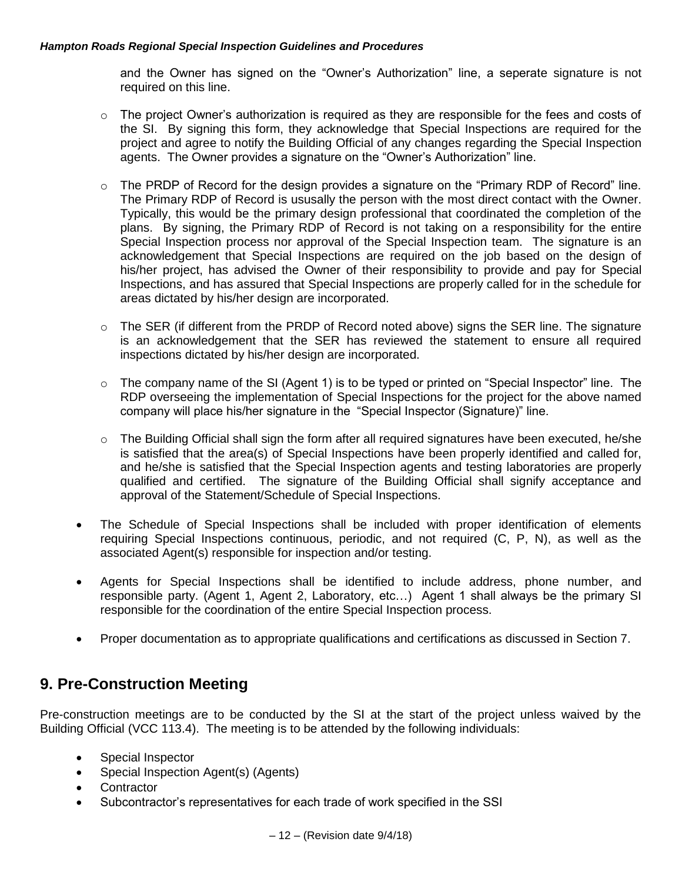and the Owner has signed on the "Owner's Authorization" line, a seperate signature is not required on this line.

- The project Owner's authorization is required as they are responsible for the fees and costs of the SI. By signing this form, they acknowledge that Special Inspections are required for the project and agree to notify the Building Official of any changes regarding the Special Inspection agents. The Owner provides a signature on the "Owner's Authorization" line.

- The PRDP of Record for the design provides a signature on the "Primary RDP of Record" line. The Primary RDP of Record is ususally the person with the most direct contact with the Owner. Typically, this would be the primary design professional that coordinated the completion of the plans. By signing, the Primary RDP of Record is not taking on a responsibility for the entire Special Inspection process nor approval of the Special Inspection team. The signature is an acknowledgement that Special Inspections are required on the job based on the design of his/her project, has advised the Owner of their responsibility to provide and pay for Special Inspections, and has assured that Special Inspections are properly called for in the schedule for areas dictated by his/her design are incorporated.

- The SER (if different from the PRDP of Record noted above) signs the SER line. The signature is an acknowledgement that the SER has reviewed the statement to ensure all required inspections dictated by his/her design are incorporated.

- The company name of the SI (Agent 1) is to be typed or printed on "Special Inspector" line. The RDP overseeing the implementation of Special Inspections for the project for the above named company will place his/her signature in the "Special Inspector (Signature)" line.

- The Building Official shall sign the form after all required signatures have been executed, he/she is satisfied that the area(s) of Special Inspections have been properly identified and called for, and he/she is satisfied that the Special Inspection agents and testing laboratories are properly qualified and certified. The signature of the Building Official shall signify acceptance and approval of the Statement/Schedule of Special Inspections.

- The Schedule of Special Inspections shall be included with proper identification of elements requiring Special Inspections continuous, periodic, and not required (C, P, N), as well as the associated Agent(s) responsible for inspection and/or testing.

- Agents for Special Inspections shall be identified to include address, phone number, and responsible party. (Agent 1, Agent 2, Laboratory, etc…) Agent 1 shall always be the primary SI responsible for the coordination of the entire Special Inspection process.

- Proper documentation as to appropriate qualifications and certifications as discussed in Section 7.

## 9. Pre-Construction Meeting

Pre-construction meetings are to be conducted by the SI at the start of the project unless waived by the Building Official (VCC 113.4). The meeting is to be attended by the following individuals:

- Special Inspector
- Special Inspection Agent(s) (Agents)
- Contractor
- Subcontractor's representatives for each trade of work specified in the SSI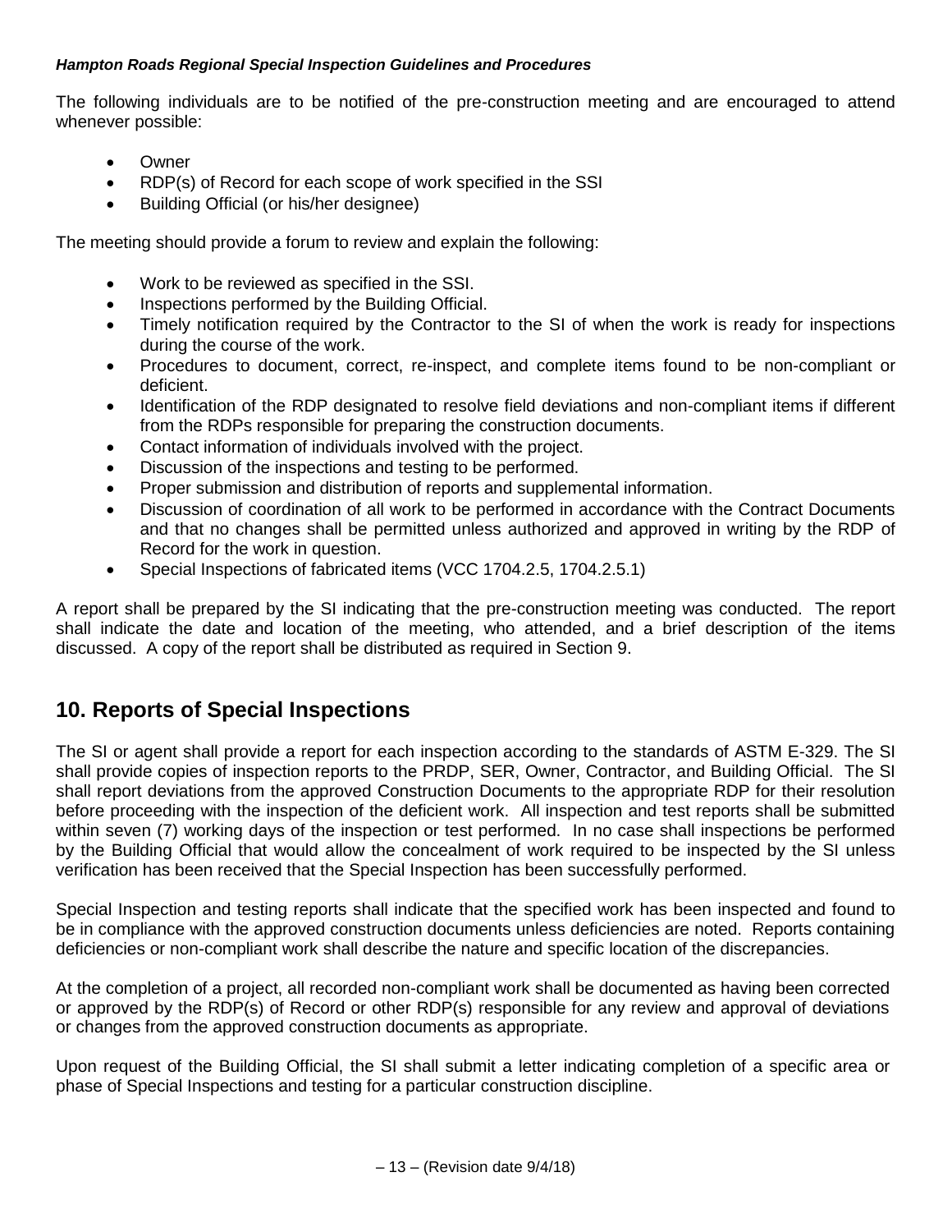The following individuals are to be notified of the pre-construction meeting and are encouraged to attend whenever possible:

- Owner
- RDP(s) of Record for each scope of work specified in the SSI
- Building Official (or his/her designee)

The meeting should provide a forum to review and explain the following:

- Work to be reviewed as specified in the SSI.
- Inspections performed by the Building Official.
- Timely notification required by the Contractor to the SI of when the work is ready for inspections during the course of the work.
- Procedures to document, correct, re-inspect, and complete items found to be non-compliant or deficient.
- Identification of the RDP designated to resolve field deviations and non-compliant items if different from the RDPs responsible for preparing the construction documents.
- Contact information of individuals involved with the project.
- Discussion of the inspections and testing to be performed.
- Proper submission and distribution of reports and supplemental information.
- Discussion of coordination of all work to be performed in accordance with the Contract Documents and that no changes shall be permitted unless authorized and approved in writing by the RDP of Record for the work in question.
- Special Inspections of fabricated items (VCC 1704.2.5, 1704.2.5.1)

A report shall be prepared by the SI indicating that the pre-construction meeting was conducted. The report shall indicate the date and location of the meeting, who attended, and a brief description of the items discussed. A copy of the report shall be distributed as required in Section 9.

## 10. Reports of Special Inspections

The SI or agent shall provide a report for each inspection according to the standards of ASTM E-329. The SI shall provide copies of inspection reports to the PRDP, SER, Owner, Contractor, and Building Official. The SI shall report deviations from the approved Construction Documents to the appropriate RDP for their resolution before proceeding with the inspection of the deficient work. All inspection and test reports shall be submitted within seven (7) working days of the inspection or test performed. In no case shall inspections be performed by the Building Official that would allow the concealment of work required to be inspected by the SI unless verification has been received that the Special Inspection has been successfully performed.

Special Inspection and testing reports shall indicate that the specified work has been inspected and found to be in compliance with the approved construction documents unless deficiencies are noted. Reports containing deficiencies or non-compliant work shall describe the nature and specific location of the discrepancies.

At the completion of a project, all recorded non-compliant work shall be documented as having been corrected or approved by the RDP(s) of Record or other RDP(s) responsible for any review and approval of deviations or changes from the approved construction documents as appropriate.

Upon request of the Building Official, the SI shall submit a letter indicating completion of a specific area or phase of Special Inspections and testing for a particular construction discipline.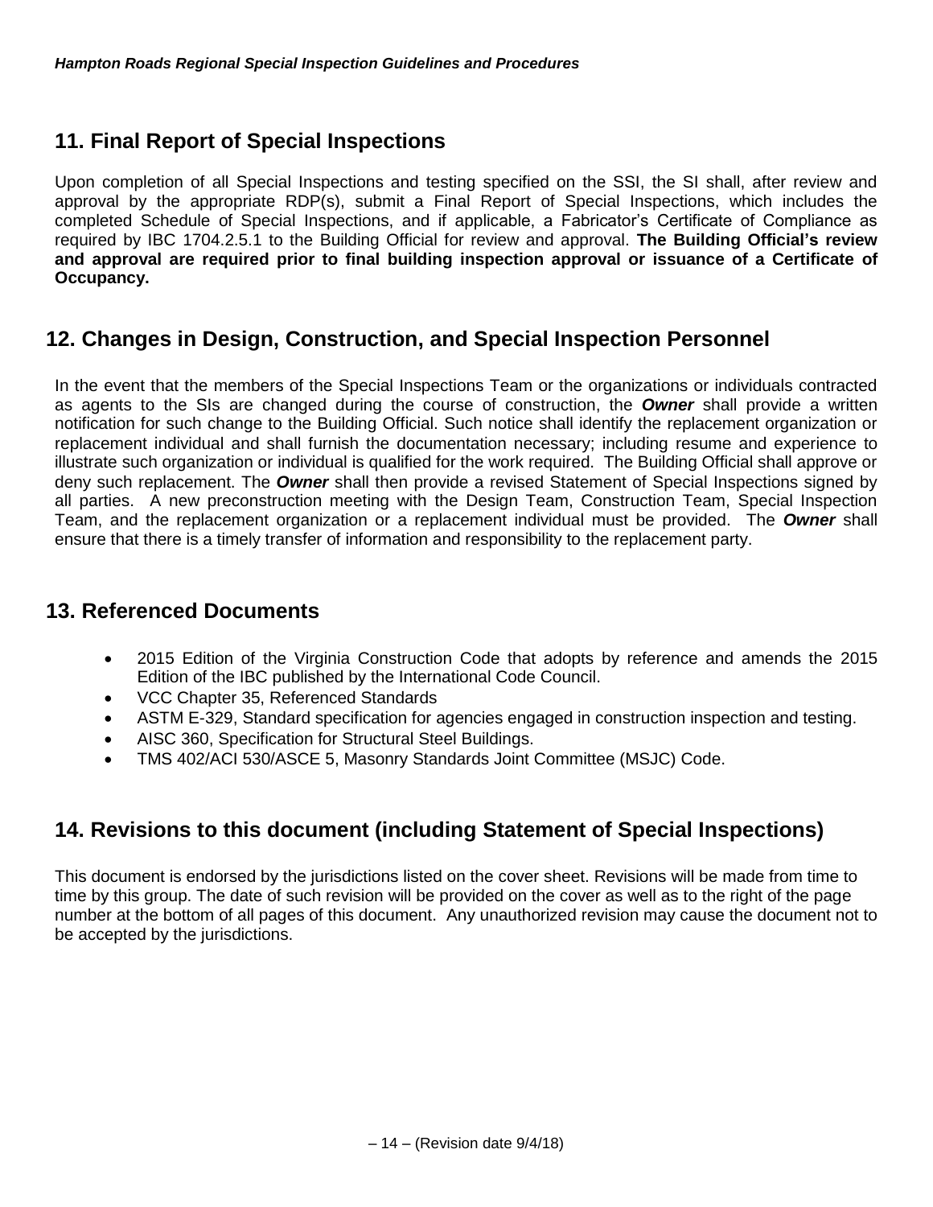## 11. Final Report of Special Inspections

Upon completion of all Special Inspections and testing specified on the SSI, the SI shall, after review and approval by the appropriate RDP(s), submit a Final Report of Special Inspections, which includes the completed Schedule of Special Inspections, and if applicable, a Fabricator's Certificate of Compliance as required by IBC 1704.2.5.1 to the Building Official for review and approval. **The Building Official's review and approval are required prior to final building inspection approval or issuance of a Certificate of Occupancy.**

## 12. Changes in Design, Construction, and Special Inspection Personnel

In the event that the members of the Special Inspections Team or the organizations or individuals contracted as agents to the SIs are changed during the course of construction, the ***Owner*** shall provide a written notification for such change to the Building Official. Such notice shall identify the replacement organization or replacement individual and shall furnish the documentation necessary; including resume and experience to illustrate such organization or individual is qualified for the work required. The Building Official shall approve or deny such replacement. The ***Owner*** shall then provide a revised Statement of Special Inspections signed by all parties. A new preconstruction meeting with the Design Team, Construction Team, Special Inspection Team, and the replacement organization or a replacement individual must be provided. The ***Owner*** shall ensure that there is a timely transfer of information and responsibility to the replacement party.

## 13. Referenced Documents

- 2015 Edition of the Virginia Construction Code that adopts by reference and amends the 2015 Edition of the IBC published by the International Code Council.
- VCC Chapter 35, Referenced Standards
- ASTM E-329, Standard specification for agencies engaged in construction inspection and testing.
- AISC 360, Specification for Structural Steel Buildings.
- TMS 402/ACI 530/ASCE 5, Masonry Standards Joint Committee (MSJC) Code.

## 14. Revisions to this document (including Statement of Special Inspections)

This document is endorsed by the jurisdictions listed on the cover sheet. Revisions will be made from time to time by this group. The date of such revision will be provided on the cover as well as to the right of the page number at the bottom of all pages of this document. Any unauthorized revision may cause the document not to be accepted by the jurisdictions.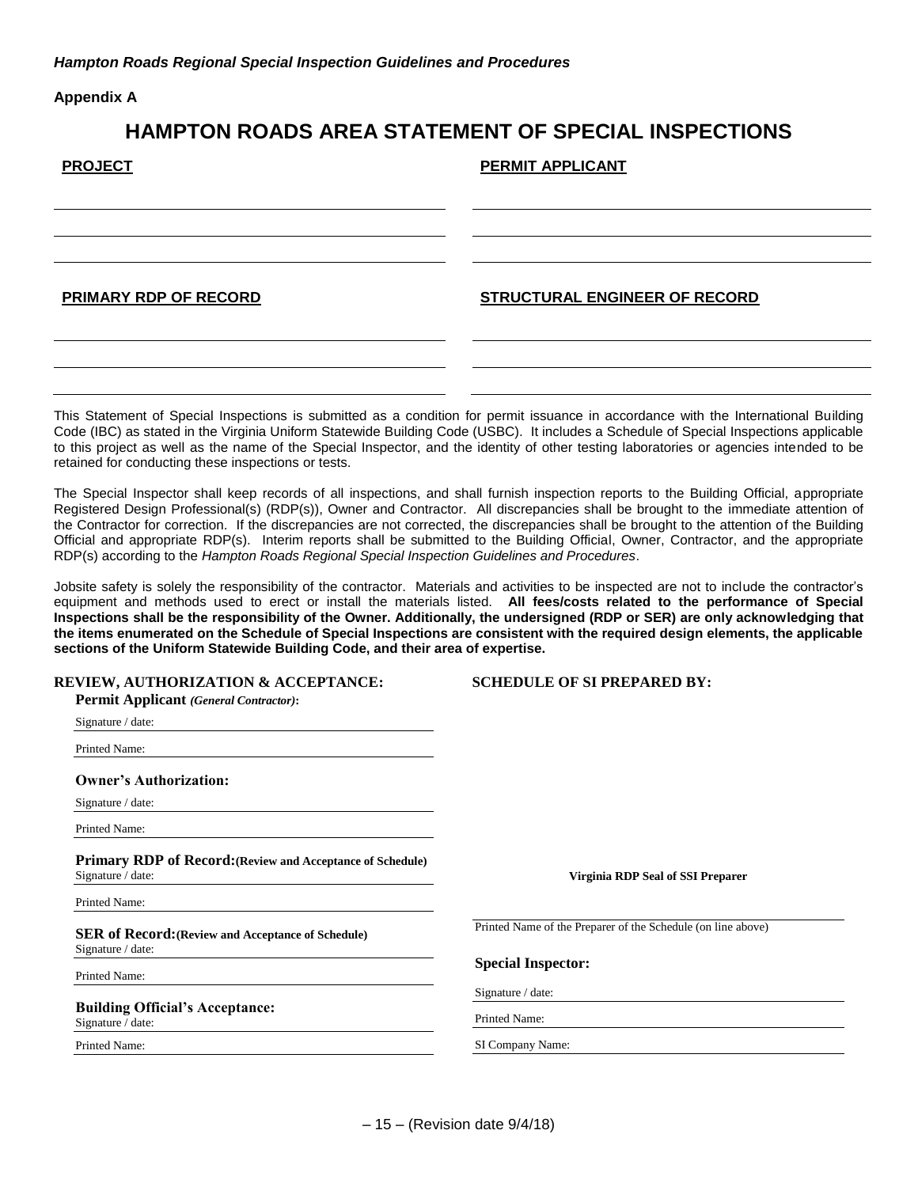**Appendix A**

# HAMPTON ROADS AREA STATEMENT OF SPECIAL INSPECTIONS

**PROJECT**

______________________________

______________________________

______________________________

**PERMIT APPLICANT**

______________________________

______________________________

______________________________

**PRIMARY RDP OF RECORD**

______________________________

______________________________

______________________________

**STRUCTURAL ENGINEER OF RECORD**

______________________________

______________________________

______________________________

This Statement of Special Inspections is submitted as a condition for permit issuance in accordance with the International Building Code (IBC) as stated in the Virginia Uniform Statewide Building Code (USBC). It includes a Schedule of Special Inspections applicable to this project as well as the name of the Special Inspector, and the identity of other testing laboratories or agencies intended to be retained for conducting these inspections or tests.

The Special Inspector shall keep records of all inspections, and shall furnish inspection reports to the Building Official, appropriate Registered Design Professional(s) (RDP(s)), Owner and Contractor. All discrepancies shall be brought to the immediate attention of the Contractor for correction. If the discrepancies are not corrected, the discrepancies shall be brought to the attention of the Building Official and appropriate RDP(s). Interim reports shall be submitted to the Building Official, Owner, Contractor, and the appropriate RDP(s) according to the *Hampton Roads Regional Special Inspection Guidelines and Procedures*.

Jobsite safety is solely the responsibility of the contractor. Materials and activities to be inspected are not to include the contractor's equipment and methods used to erect or install the materials listed. **All fees/costs related to the performance of Special Inspections shall be the responsibility of the Owner. Additionally, the undersigned (RDP or SER) are only acknowledging that the items enumerated on the Schedule of Special Inspections are consistent with the required design elements, the applicable sections of the Uniform Statewide Building Code, and their area of expertise.**

**REVIEW, AUTHORIZATION & ACCEPTANCE:**

**Permit Applicant** ***(General Contractor)*****:**

Signature / date: ______________________________

Printed Name: ______________________________

**Owner's Authorization:**

Signature / date: ______________________________

Printed Name: ______________________________

**Primary RDP of Record:(Review and Acceptance of Schedule)**

Signature / date: ______________________________

Printed Name: ______________________________

**SER of Record:(Review and Acceptance of Schedule)**

Signature / date: ______________________________

Printed Name: ______________________________

**Building Official's Acceptance:**

Signature / date: ______________________________

Printed Name: ______________________________

**SCHEDULE OF SI PREPARED BY:**

**Virginia RDP Seal of SSI Preparer**

______________________________

Printed Name of the Preparer of the Schedule (on line above)

**Special Inspector:**

Signature / date: ______________________________

Printed Name: ______________________________

SI Company Name: ______________________________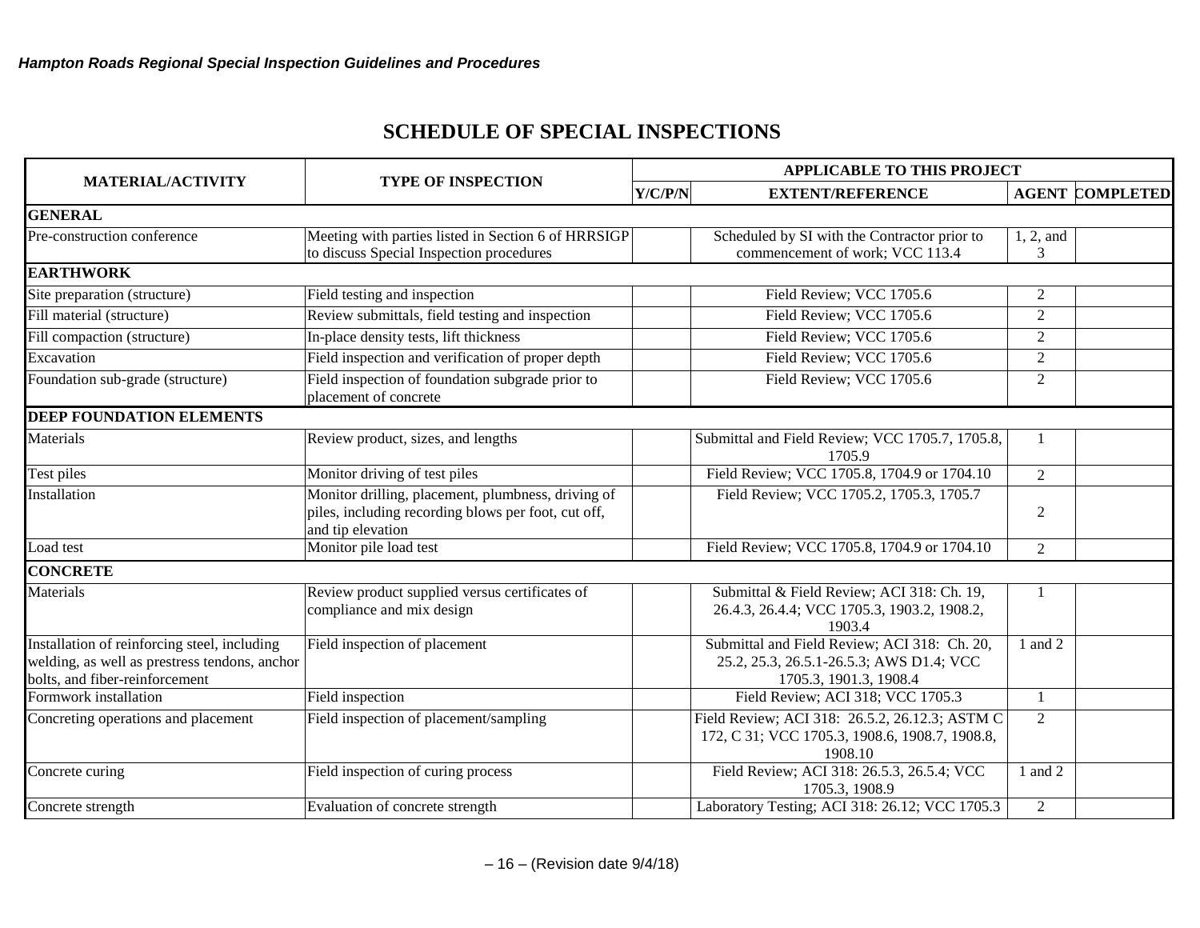# SCHEDULE OF SPECIAL INSPECTIONS

| MATERIAL/ACTIVITY | TYPE OF INSPECTION | APPLICABLE TO THIS PROJECT | | | |
|---|---|---|---|---|---|
| | | Y/C/P/N | EXTENT/REFERENCE | AGENT | COMPLETED |
| **GENERAL** | | | | | |
| Pre-construction conference | Meeting with parties listed in Section 6 of HRRSIGP to discuss Special Inspection procedures | | Scheduled by SI with the Contractor prior to commencement of work; VCC 113.4 | 1, 2, and 3 | |
| **EARTHWORK** | | | | | |
| Site preparation (structure) | Field testing and inspection | | Field Review; VCC 1705.6 | 2 | |
| Fill material (structure) | Review submittals, field testing and inspection | | Field Review; VCC 1705.6 | 2 | |
| Fill compaction (structure) | In-place density tests, lift thickness | | Field Review; VCC 1705.6 | 2 | |
| Excavation | Field inspection and verification of proper depth | | Field Review; VCC 1705.6 | 2 | |
| Foundation sub-grade (structure) | Field inspection of foundation subgrade prior to placement of concrete | | Field Review; VCC 1705.6 | 2 | |
| **DEEP FOUNDATION ELEMENTS** | | | | | |
| Materials | Review product, sizes, and lengths | | Submittal and Field Review; VCC 1705.7, 1705.8, 1705.9 | 1 | |
| Test piles | Monitor driving of test piles | | Field Review; VCC 1705.8, 1704.9 or 1704.10 | 2 | |
| Installation | Monitor drilling, placement, plumbness, driving of piles, including recording blows per foot, cut off, and tip elevation | | Field Review; VCC 1705.2, 1705.3, 1705.7 | 2 | |
| Load test | Monitor pile load test | | Field Review; VCC 1705.8, 1704.9 or 1704.10 | 2 | |
| **CONCRETE** | | | | | |
| Materials | Review product supplied versus certificates of compliance and mix design | | Submittal & Field Review; ACI 318: Ch. 19, 26.4.3, 26.4.4; VCC 1705.3, 1903.2, 1908.2, 1903.4 | 1 | |
| Installation of reinforcing steel, including welding, as well as prestress tendons, anchor bolts, and fiber-reinforcement | Field inspection of placement | | Submittal and Field Review; ACI 318: Ch. 20, 25.2, 25.3, 26.5.1-26.5.3; AWS D1.4; VCC 1705.3, 1901.3, 1908.4 | 1 and 2 | |
| Formwork installation | Field inspection | | Field Review; ACI 318; VCC 1705.3 | 1 | |
| Concreting operations and placement | Field inspection of placement/sampling | | Field Review; ACI 318: 26.5.2, 26.12.3; ASTM C 172, C 31; VCC 1705.3, 1908.6, 1908.7, 1908.8, 1908.10 | 2 | |
| Concrete curing | Field inspection of curing process | | Field Review; ACI 318: 26.5.3, 26.5.4; VCC 1705.3, 1908.9 | 1 and 2 | |
| Concrete strength | Evaluation of concrete strength | | Laboratory Testing; ACI 318: 26.12; VCC 1705.3 | 2 | |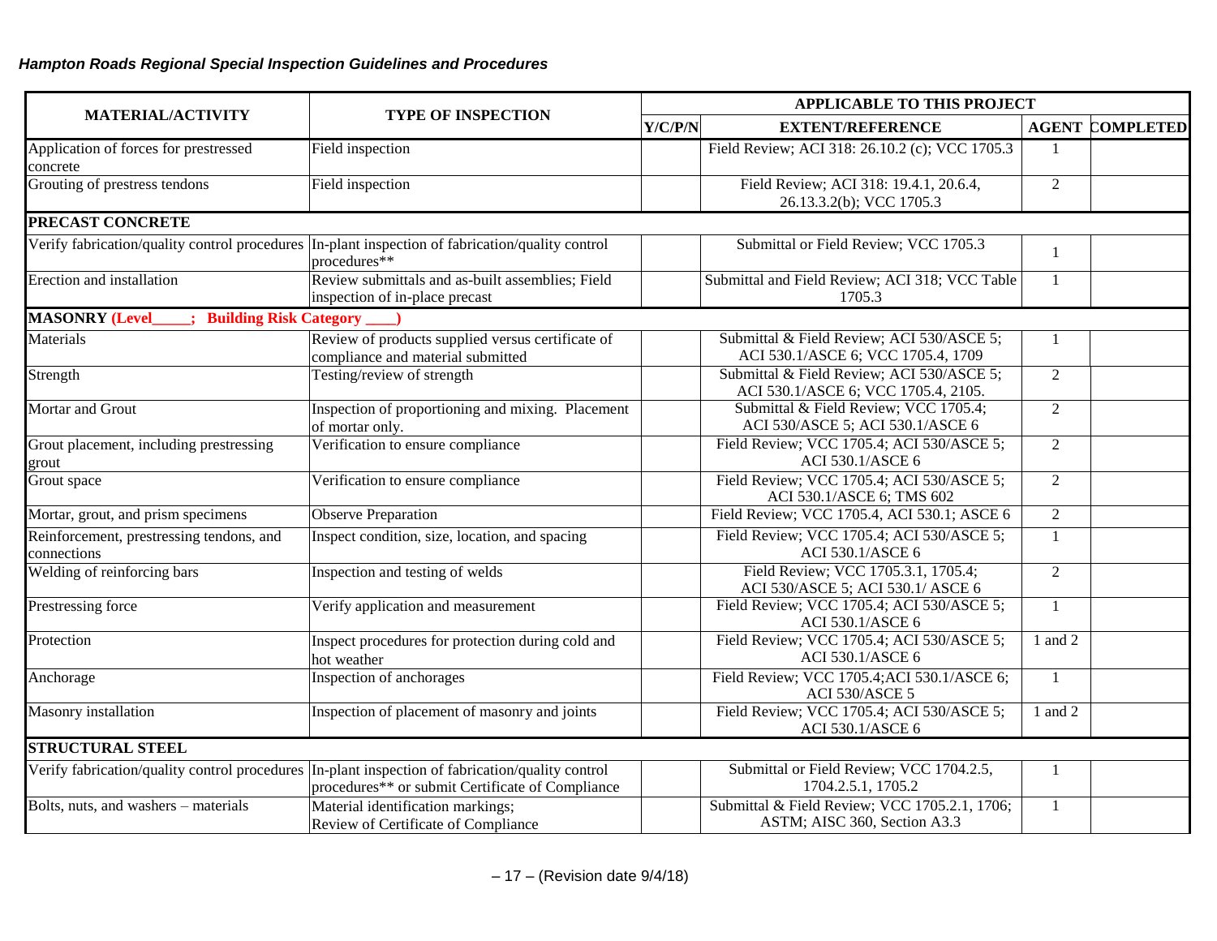| MATERIAL/ACTIVITY | TYPE OF INSPECTION | APPLICABLE TO THIS PROJECT | | | |
|---|---|---|---|---|---|
| | | Y/C/P/N | EXTENT/REFERENCE | AGENT | COMPLETED |
| Application of forces for prestressed concrete | Field inspection | | Field Review; ACI 318: 26.10.2 (c); VCC 1705.3 | 1 | |
| Grouting of prestress tendons | Field inspection | | Field Review; ACI 318: 19.4.1, 20.6.4, 26.13.3.2(b); VCC 1705.3 | 2 | |
| **PRECAST CONCRETE** | | | | | |
| Verify fabrication/quality control procedures | In-plant inspection of fabrication/quality control procedures** | | Submittal or Field Review; VCC 1705.3 | 1 | |
| Erection and installation | Review submittals and as-built assemblies; Field inspection of in-place precast | | Submittal and Field Review; ACI 318; VCC Table 1705.3 | 1 | |
| **MASONRY (Level_____; Building Risk Category ____)** | | | | | |
| Materials | Review of products supplied versus certificate of compliance and material submitted | | Submittal & Field Review; ACI 530/ASCE 5; ACI 530.1/ASCE 6; VCC 1705.4, 1709 | 1 | |
| Strength | Testing/review of strength | | Submittal & Field Review; ACI 530/ASCE 5; ACI 530.1/ASCE 6; VCC 1705.4, 2105. | 2 | |
| Mortar and Grout | Inspection of proportioning and mixing. Placement of mortar only. | | Submittal & Field Review; VCC 1705.4; ACI 530/ASCE 5; ACI 530.1/ASCE 6 | 2 | |
| Grout placement, including prestressing grout | Verification to ensure compliance | | Field Review; VCC 1705.4; ACI 530/ASCE 5; ACI 530.1/ASCE 6 | 2 | |
| Grout space | Verification to ensure compliance | | Field Review; VCC 1705.4; ACI 530/ASCE 5; ACI 530.1/ASCE 6; TMS 602 | 2 | |
| Mortar, grout, and prism specimens | Observe Preparation | | Field Review; VCC 1705.4, ACI 530.1; ASCE 6 | 2 | |
| Reinforcement, prestressing tendons, and connections | Inspect condition, size, location, and spacing | | Field Review; VCC 1705.4; ACI 530/ASCE 5; ACI 530.1/ASCE 6 | 1 | |
| Welding of reinforcing bars | Inspection and testing of welds | | Field Review; VCC 1705.3.1, 1705.4; ACI 530/ASCE 5; ACI 530.1/ ASCE 6 | 2 | |
| Prestressing force | Verify application and measurement | | Field Review; VCC 1705.4; ACI 530/ASCE 5; ACI 530.1/ASCE 6 | 1 | |
| Protection | Inspect procedures for protection during cold and hot weather | | Field Review; VCC 1705.4; ACI 530/ASCE 5; ACI 530.1/ASCE 6 | 1 and 2 | |
| Anchorage | Inspection of anchorages | | Field Review; VCC 1705.4;ACI 530.1/ASCE 6; ACI 530/ASCE 5 | 1 | |
| Masonry installation | Inspection of placement of masonry and joints | | Field Review; VCC 1705.4; ACI 530/ASCE 5; ACI 530.1/ASCE 6 | 1 and 2 | |
| **STRUCTURAL STEEL** | | | | | |
| Verify fabrication/quality control procedures | In-plant inspection of fabrication/quality control procedures** or submit Certificate of Compliance | | Submittal or Field Review; VCC 1704.2.5, 1704.2.5.1, 1705.2 | 1 | |
| Bolts, nuts, and washers – materials | Material identification markings; Review of Certificate of Compliance | | Submittal & Field Review; VCC 1705.2.1, 1706; ASTM; AISC 360, Section A3.3 | 1 | |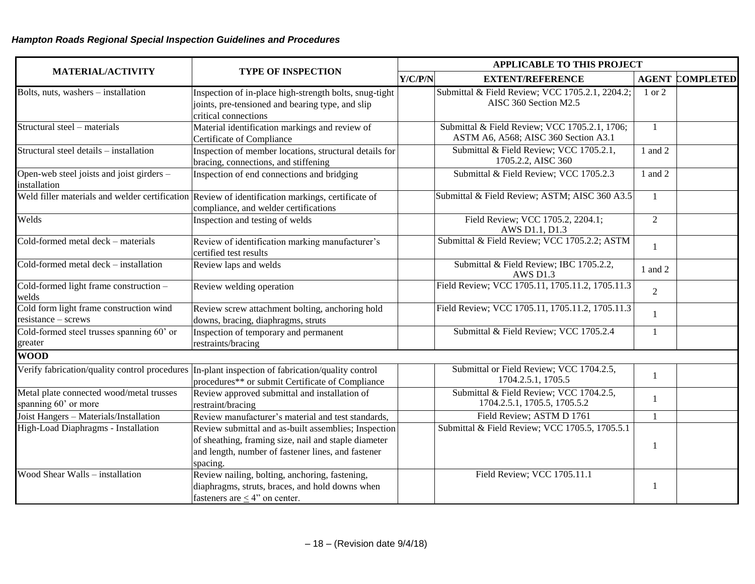| MATERIAL/ACTIVITY | TYPE OF INSPECTION | APPLICABLE TO THIS PROJECT | | | |
|---|---|---|---|---|---|
| | | Y/C/P/N | EXTENT/REFERENCE | AGENT | COMPLETED |
| Bolts, nuts, washers – installation | Inspection of in-place high-strength bolts, snug-tight joints, pre-tensioned and bearing type, and slip critical connections | | Submittal & Field Review; VCC 1705.2.1, 2204.2; AISC 360 Section M2.5 | 1 or 2 | |
| Structural steel – materials | Material identification markings and review of Certificate of Compliance | | Submittal & Field Review; VCC 1705.2.1, 1706; ASTM A6, A568; AISC 360 Section A3.1 | 1 | |
| Structural steel details – installation | Inspection of member locations, structural details for bracing, connections, and stiffening | | Submittal & Field Review; VCC 1705.2.1, 1705.2.2, AISC 360 | 1 and 2 | |
| Open-web steel joists and joist girders – installation | Inspection of end connections and bridging | | Submittal & Field Review; VCC 1705.2.3 | 1 and 2 | |
| Weld filler materials and welder certification | Review of identification markings, certificate of compliance, and welder certifications | | Submittal & Field Review; ASTM; AISC 360 A3.5 | 1 | |
| Welds | Inspection and testing of welds | | Field Review; VCC 1705.2, 2204.1; AWS D1.1, D1.3 | 2 | |
| Cold-formed metal deck – materials | Review of identification marking manufacturer's certified test results | | Submittal & Field Review; VCC 1705.2.2; ASTM | 1 | |
| Cold-formed metal deck – installation | Review laps and welds | | Submittal & Field Review; IBC 1705.2.2, AWS D1.3 | 1 and 2 | |
| Cold-formed light frame construction – welds | Review welding operation | | Field Review; VCC 1705.11, 1705.11.2, 1705.11.3 | 2 | |
| Cold form light frame construction wind resistance – screws | Review screw attachment bolting, anchoring hold downs, bracing, diaphragms, struts | | Field Review; VCC 1705.11, 1705.11.2, 1705.11.3 | 1 | |
| Cold-formed steel trusses spanning 60' or greater | Inspection of temporary and permanent restraints/bracing | | Submittal & Field Review; VCC 1705.2.4 | 1 | |
| **WOOD** | | | | | |
| Verify fabrication/quality control procedures | In-plant inspection of fabrication/quality control procedures** or submit Certificate of Compliance | | Submittal or Field Review; VCC 1704.2.5, 1704.2.5.1, 1705.5 | 1 | |
| Metal plate connected wood/metal trusses spanning 60' or more | Review approved submittal and installation of restraint/bracing | | Submittal & Field Review; VCC 1704.2.5, 1704.2.5.1, 1705.5, 1705.5.2 | 1 | |
| Joist Hangers – Materials/Installation | Review manufacturer's material and test standards, | | Field Review; ASTM D 1761 | 1 | |
| High-Load Diaphragms - Installation | Review submittal and as-built assemblies; Inspection of sheathing, framing size, nail and staple diameter and length, number of fastener lines, and fastener spacing. | | Submittal & Field Review; VCC 1705.5, 1705.5.1 | 1 | |
| Wood Shear Walls – installation | Review nailing, bolting, anchoring, fastening, diaphragms, struts, braces, and hold downs when fasteners are ≤ 4" on center. | | Field Review; VCC 1705.11.1 | 1 | |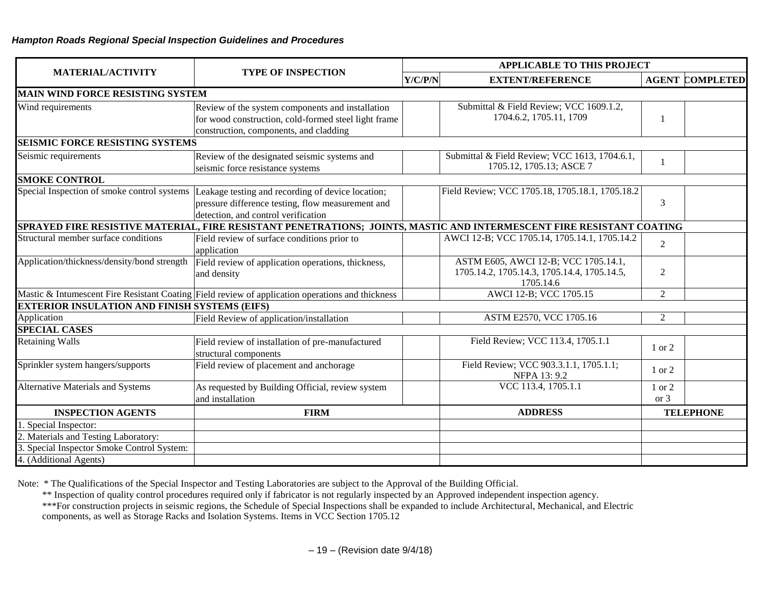| MATERIAL/ACTIVITY | TYPE OF INSPECTION | APPLICABLE TO THIS PROJECT | | | |
|---|---|---|---|---|---|
| | | Y/C/P/N | EXTENT/REFERENCE | AGENT | COMPLETED |
| **MAIN WIND FORCE RESISTING SYSTEM** | | | | | |
| Wind requirements | Review of the system components and installation for wood construction, cold-formed steel light frame construction, components, and cladding | | Submittal & Field Review; VCC 1609.1.2, 1704.6.2, 1705.11, 1709 | 1 | |
| **SEISMIC FORCE RESISTING SYSTEMS** | | | | | |
| Seismic requirements | Review of the designated seismic systems and seismic force resistance systems | | Submittal & Field Review; VCC 1613, 1704.6.1, 1705.12, 1705.13; ASCE 7 | 1 | |
| **SMOKE CONTROL** | | | | | |
| Special Inspection of smoke control systems | Leakage testing and recording of device location; pressure difference testing, flow measurement and detection, and control verification | | Field Review; VCC 1705.18, 1705.18.1, 1705.18.2 | 3 | |
| **SPRAYED FIRE RESISTIVE MATERIAL, FIRE RESISTANT PENETRATIONS; JOINTS, MASTIC AND INTERMESCENT FIRE RESISTANT COATING** | | | | | |
| Structural member surface conditions | Field review of surface conditions prior to application | | AWCI 12-B; VCC 1705.14, 1705.14.1, 1705.14.2 | 2 | |
| Application/thickness/density/bond strength | Field review of application operations, thickness, and density | | ASTM E605, AWCI 12-B; VCC 1705.14.1, 1705.14.2, 1705.14.3, 1705.14.4, 1705.14.5, 1705.14.6 | 2 | |
| Mastic & Intumescent Fire Resistant Coating | Field review of application operations and thickness | | AWCI 12-B; VCC 1705.15 | 2 | |
| **EXTERIOR INSULATION AND FINISH SYSTEMS (EIFS)** | | | | | |
| Application | Field Review of application/installation | | ASTM E2570, VCC 1705.16 | 2 | |
| **SPECIAL CASES** | | | | | |
| Retaining Walls | Field review of installation of pre-manufactured structural components | | Field Review; VCC 113.4, 1705.1.1 | 1 or 2 | |
| Sprinkler system hangers/supports | Field review of placement and anchorage | | Field Review; VCC 903.3.1.1, 1705.1.1; NFPA 13: 9.2 | 1 or 2 | |
| Alternative Materials and Systems | As requested by Building Official, review system and installation | | VCC 113.4, 1705.1.1 | 1 or 2 or 3 | |

| INSPECTION AGENTS | FIRM | ADDRESS | TELEPHONE |
|---|---|---|---|
| 1. Special Inspector: | | | |
| 2. Materials and Testing Laboratory: | | | |
| 3. Special Inspector Smoke Control System: | | | |
| 4. (Additional Agents) | | | |

Note: * The Qualifications of the Special Inspector and Testing Laboratories are subject to the Approval of the Building Official.

** Inspection of quality control procedures required only if fabricator is not regularly inspected by an Approved independent inspection agency.

***For construction projects in seismic regions, the Schedule of Special Inspections shall be expanded to include Architectural, Mechanical, and Electric components, as well as Storage Racks and Isolation Systems. Items in VCC Section 1705.12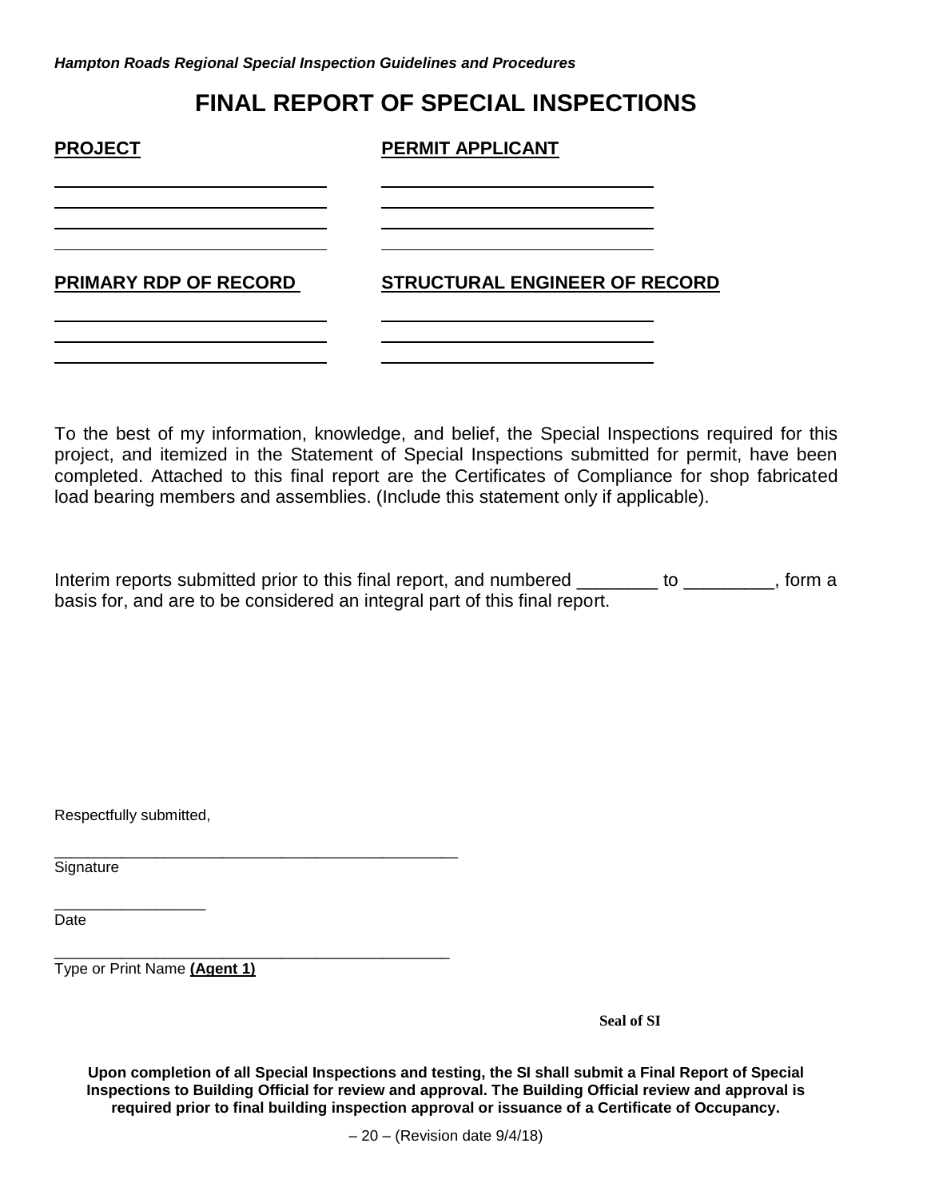# FINAL REPORT OF SPECIAL INSPECTIONS

**PROJECT**

\_\_\_\_\_\_\_\_\_\_\_\_\_\_\_\_\_\_\_\_\_\_\_\_\_\_\_\_\_\_
\_\_\_\_\_\_\_\_\_\_\_\_\_\_\_\_\_\_\_\_\_\_\_\_\_\_\_\_\_\_
\_\_\_\_\_\_\_\_\_\_\_\_\_\_\_\_\_\_\_\_\_\_\_\_\_\_\_\_\_\_
\_\_\_\_\_\_\_\_\_\_\_\_\_\_\_\_\_\_\_\_\_\_\_\_\_\_\_\_\_\_

**PERMIT APPLICANT**

\_\_\_\_\_\_\_\_\_\_\_\_\_\_\_\_\_\_\_\_\_\_\_\_\_\_\_\_\_\_
\_\_\_\_\_\_\_\_\_\_\_\_\_\_\_\_\_\_\_\_\_\_\_\_\_\_\_\_\_\_
\_\_\_\_\_\_\_\_\_\_\_\_\_\_\_\_\_\_\_\_\_\_\_\_\_\_\_\_\_\_
\_\_\_\_\_\_\_\_\_\_\_\_\_\_\_\_\_\_\_\_\_\_\_\_\_\_\_\_\_\_

**PRIMARY RDP OF RECORD**

\_\_\_\_\_\_\_\_\_\_\_\_\_\_\_\_\_\_\_\_\_\_\_\_\_\_\_\_\_\_
\_\_\_\_\_\_\_\_\_\_\_\_\_\_\_\_\_\_\_\_\_\_\_\_\_\_\_\_\_\_
\_\_\_\_\_\_\_\_\_\_\_\_\_\_\_\_\_\_\_\_\_\_\_\_\_\_\_\_\_\_

**STRUCTURAL ENGINEER OF RECORD**

\_\_\_\_\_\_\_\_\_\_\_\_\_\_\_\_\_\_\_\_\_\_\_\_\_\_\_\_\_\_
\_\_\_\_\_\_\_\_\_\_\_\_\_\_\_\_\_\_\_\_\_\_\_\_\_\_\_\_\_\_
\_\_\_\_\_\_\_\_\_\_\_\_\_\_\_\_\_\_\_\_\_\_\_\_\_\_\_\_\_\_

To the best of my information, knowledge, and belief, the Special Inspections required for this project, and itemized in the Statement of Special Inspections submitted for permit, have been completed. Attached to this final report are the Certificates of Compliance for shop fabricated load bearing members and assemblies. (Include this statement only if applicable).

Interim reports submitted prior to this final report, and numbered ________ to _________, form a basis for, and are to be considered an integral part of this final report.

Respectfully submitted,

\_\_\_\_\_\_\_\_\_\_\_\_\_\_\_\_\_\_\_\_\_\_\_\_\_\_\_\_\_\_\_\_\_\_\_\_\_\_\_\_\_\_\_\_\_\_
Signature

\_\_\_\_\_\_\_\_\_\_\_\_\_\_\_\_\_\_
Date

\_\_\_\_\_\_\_\_\_\_\_\_\_\_\_\_\_\_\_\_\_\_\_\_\_\_\_\_\_\_\_\_\_\_\_\_\_\_\_\_\_\_\_\_\_\_
Type or Print Name **(Agent 1)**

**Seal of SI**

**Upon completion of all Special Inspections and testing, the SI shall submit a Final Report of Special Inspections to Building Official for review and approval. The Building Official review and approval is required prior to final building inspection approval or issuance of a Certificate of Occupancy.**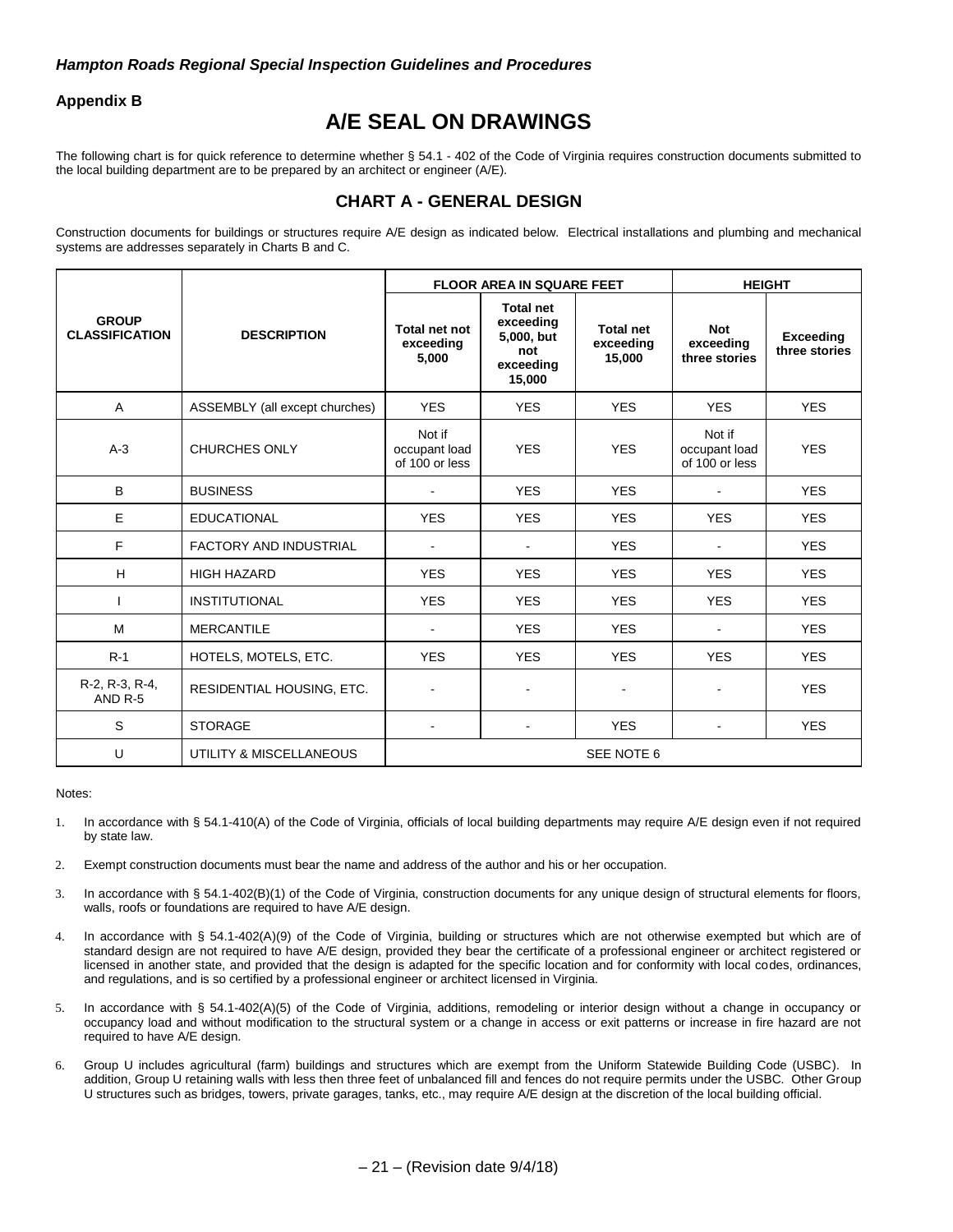*Hampton Roads Regional Special Inspection Guidelines and Procedures*

**Appendix B**

# A/E SEAL ON DRAWINGS

The following chart is for quick reference to determine whether § 54.1 - 402 of the Code of Virginia requires construction documents submitted to the local building department are to be prepared by an architect or engineer (A/E).

## CHART A - GENERAL DESIGN

Construction documents for buildings or structures require A/E design as indicated below. Electrical installations and plumbing and mechanical systems are addresses separately in Charts B and C.

| GROUP CLASSIFICATION | DESCRIPTION | FLOOR AREA IN SQUARE FEET | | | HEIGHT | |
|---|---|---|---|---|---|---|
| | | Total net not exceeding 5,000 | Total net exceeding 5,000, but not exceeding 15,000 | Total net exceeding 15,000 | Not exceeding three stories | Exceeding three stories |
| A | ASSEMBLY (all except churches) | YES | YES | YES | YES | YES |
| A-3 | CHURCHES ONLY | Not if occupant load of 100 or less | YES | YES | Not if occupant load of 100 or less | YES |
| B | BUSINESS | - | YES | YES | - | YES |
| E | EDUCATIONAL | YES | YES | YES | YES | YES |
| F | FACTORY AND INDUSTRIAL | - | - | YES | - | YES |
| H | HIGH HAZARD | YES | YES | YES | YES | YES |
| I | INSTITUTIONAL | YES | YES | YES | YES | YES |
| M | MERCANTILE | - | YES | YES | - | YES |
| R-1 | HOTELS, MOTELS, ETC. | YES | YES | YES | YES | YES |
| R-2, R-3, R-4, AND R-5 | RESIDENTIAL HOUSING, ETC. | - | - | - | - | YES |
| S | STORAGE | - | - | YES | - | YES |
| U | UTILITY & MISCELLANEOUS | SEE NOTE 6 | | | | |

Notes:

1. In accordance with § 54.1-410(A) of the Code of Virginia, officials of local building departments may require A/E design even if not required by state law.
2. Exempt construction documents must bear the name and address of the author and his or her occupation.
3. In accordance with § 54.1-402(B)(1) of the Code of Virginia, construction documents for any unique design of structural elements for floors, walls, roofs or foundations are required to have A/E design.
4. In accordance with § 54.1-402(A)(9) of the Code of Virginia, building or structures which are not otherwise exempted but which are of standard design are not required to have A/E design, provided they bear the certificate of a professional engineer or architect registered or licensed in another state, and provided that the design is adapted for the specific location and for conformity with local codes, ordinances, and regulations, and is so certified by a professional engineer or architect licensed in Virginia.
5. In accordance with § 54.1-402(A)(5) of the Code of Virginia, additions, remodeling or interior design without a change in occupancy or occupancy load and without modification to the structural system or a change in access or exit patterns or increase in fire hazard are not required to have A/E design.
6. Group U includes agricultural (farm) buildings and structures which are exempt from the Uniform Statewide Building Code (USBC). In addition, Group U retaining walls with less then three feet of unbalanced fill and fences do not require permits under the USBC. Other Group U structures such as bridges, towers, private garages, tanks, etc., may require A/E design at the discretion of the local building official.